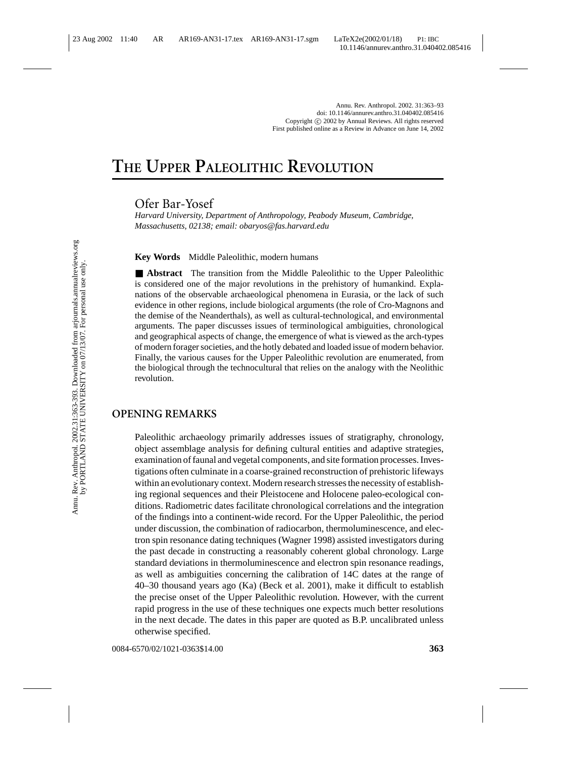# THE UPPER PALEOLITHIC REVOLUTION

Ofer Bar-Yosef

*Harvard University, Department of Anthropology, Peabody Museum, Cambridge, Massachusetts, 02138; email: obaryos@fas.harvard.edu*

**Key Words** Middle Paleolithic, modern humans

■ **Abstract** The transition from the Middle Paleolithic to the Upper Paleolithic is considered one of the major revolutions in the prehistory of humankind. Explanations of the observable archaeological phenomena in Eurasia, or the lack of such evidence in other regions, include biological arguments (the role of Cro-Magnons and the demise of the Neanderthals), as well as cultural-technological, and environmental arguments. The paper discusses issues of terminological ambiguities, chronological and geographical aspects of change, the emergence of what is viewed as the arch-types of modern forager societies, and the hotly debated and loaded issue of modern behavior. Finally, the various causes for the Upper Paleolithic revolution are enumerated, from the biological through the technocultural that relies on the analogy with the Neolithic revolution.

## OPENING REMARKS

Paleolithic archaeology primarily addresses issues of stratigraphy, chronology, object assemblage analysis for defining cultural entities and adaptive strategies, examination of faunal and vegetal components, and site formation processes. Investigations often culminate in a coarse-grained reconstruction of prehistoric lifeways within an evolutionary context. Modern research stresses the necessity of establishing regional sequences and their Pleistocene and Holocene paleo-ecological conditions. Radiometric dates facilitate chronological correlations and the integration of the findings into a continent-wide record. For the Upper Paleolithic, the period under discussion, the combination of radiocarbon, thermoluminescence, and electron spin resonance dating techniques (Wagner 1998) assisted investigators during the past decade in constructing a reasonably coherent global chronology. Large standard deviations in thermoluminescence and electron spin resonance readings, as well as ambiguities concerning the calibration of 14C dates at the range of 40–30 thousand years ago (Ka) (Beck et al. 2001), make it difficult to establish the precise onset of the Upper Paleolithic revolution. However, with the current rapid progress in the use of these techniques one expects much better resolutions in the next decade. The dates in this paper are quoted as B.P. uncalibrated unless otherwise specified.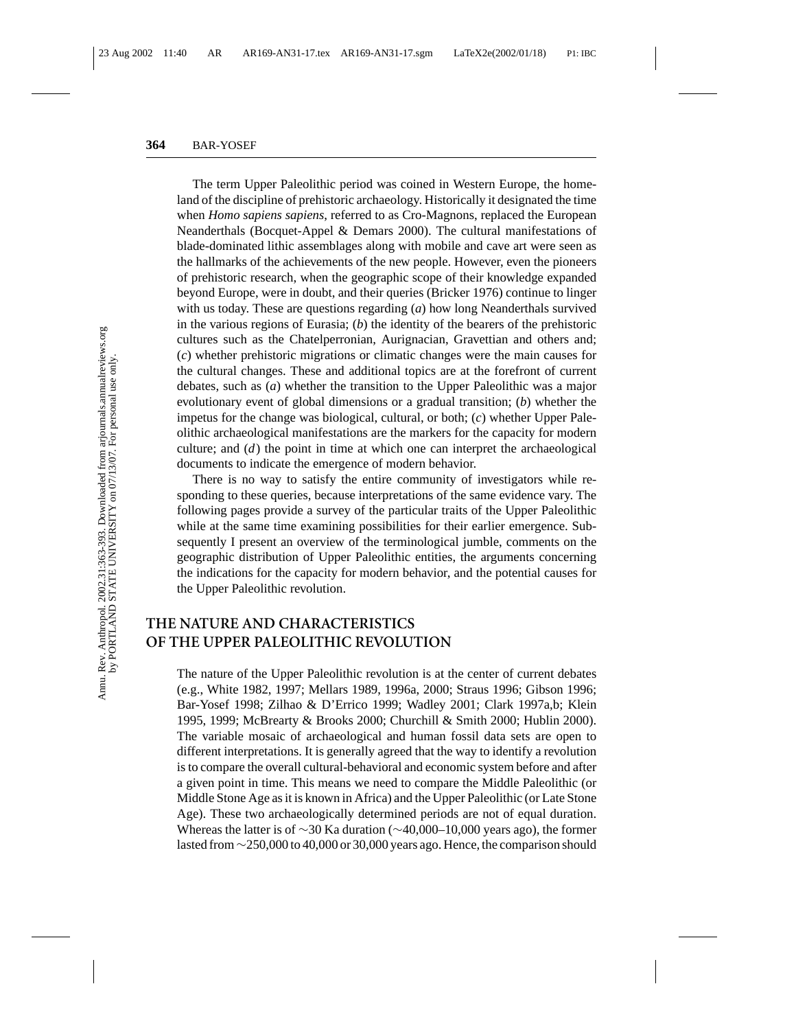The term Upper Paleolithic period was coined in Western Europe, the homeland of the discipline of prehistoric archaeology. Historically it designated the time when *Homo sapiens sapiens*, referred to as Cro-Magnons, replaced the European Neanderthals (Bocquet-Appel & Demars 2000). The cultural manifestations of blade-dominated lithic assemblages along with mobile and cave art were seen as the hallmarks of the achievements of the new people. However, even the pioneers of prehistoric research, when the geographic scope of their knowledge expanded beyond Europe, were in doubt, and their queries (Bricker 1976) continue to linger with us today. These are questions regarding (*a*) how long Neanderthals survived in the various regions of Eurasia; (*b*) the identity of the bearers of the prehistoric cultures such as the Chatelperronian, Aurignacian, Gravettian and others and; (*c*) whether prehistoric migrations or climatic changes were the main causes for the cultural changes. These and additional topics are at the forefront of current debates, such as (*a*) whether the transition to the Upper Paleolithic was a major evolutionary event of global dimensions or a gradual transition; (*b*) whether the impetus for the change was biological, cultural, or both; (*c*) whether Upper Paleolithic archaeological manifestations are the markers for the capacity for modern culture; and (*d*) the point in time at which one can interpret the archaeological documents to indicate the emergence of modern behavior.

There is no way to satisfy the entire community of investigators while responding to these queries, because interpretations of the same evidence vary. The following pages provide a survey of the particular traits of the Upper Paleolithic while at the same time examining possibilities for their earlier emergence. Subsequently I present an overview of the terminological jumble, comments on the geographic distribution of Upper Paleolithic entities, the arguments concerning the indications for the capacity for modern behavior, and the potential causes for the Upper Paleolithic revolution.

## THE NATURE AND CHARACTERISTICS OF THE UPPER PALEOLITHIC REVOLUTION

The nature of the Upper Paleolithic revolution is at the center of current debates (e.g., White 1982, 1997; Mellars 1989, 1996a, 2000; Straus 1996; Gibson 1996; Bar-Yosef 1998; Zilhao & D'Errico 1999; Wadley 2001; Clark 1997a,b; Klein 1995, 1999; McBrearty & Brooks 2000; Churchill & Smith 2000; Hublin 2000). The variable mosaic of archaeological and human fossil data sets are open to different interpretations. It is generally agreed that the way to identify a revolution is to compare the overall cultural-behavioral and economic system before and after a given point in time. This means we need to compare the Middle Paleolithic (or Middle Stone Age as it is known in Africa) and the Upper Paleolithic (or Late Stone Age). These two archaeologically determined periods are not of equal duration. Whereas the latter is of ∼30 Ka duration (∼40,000–10,000 years ago), the former lasted from ∼250,000 to 40,000 or 30,000 years ago. Hence, the comparison should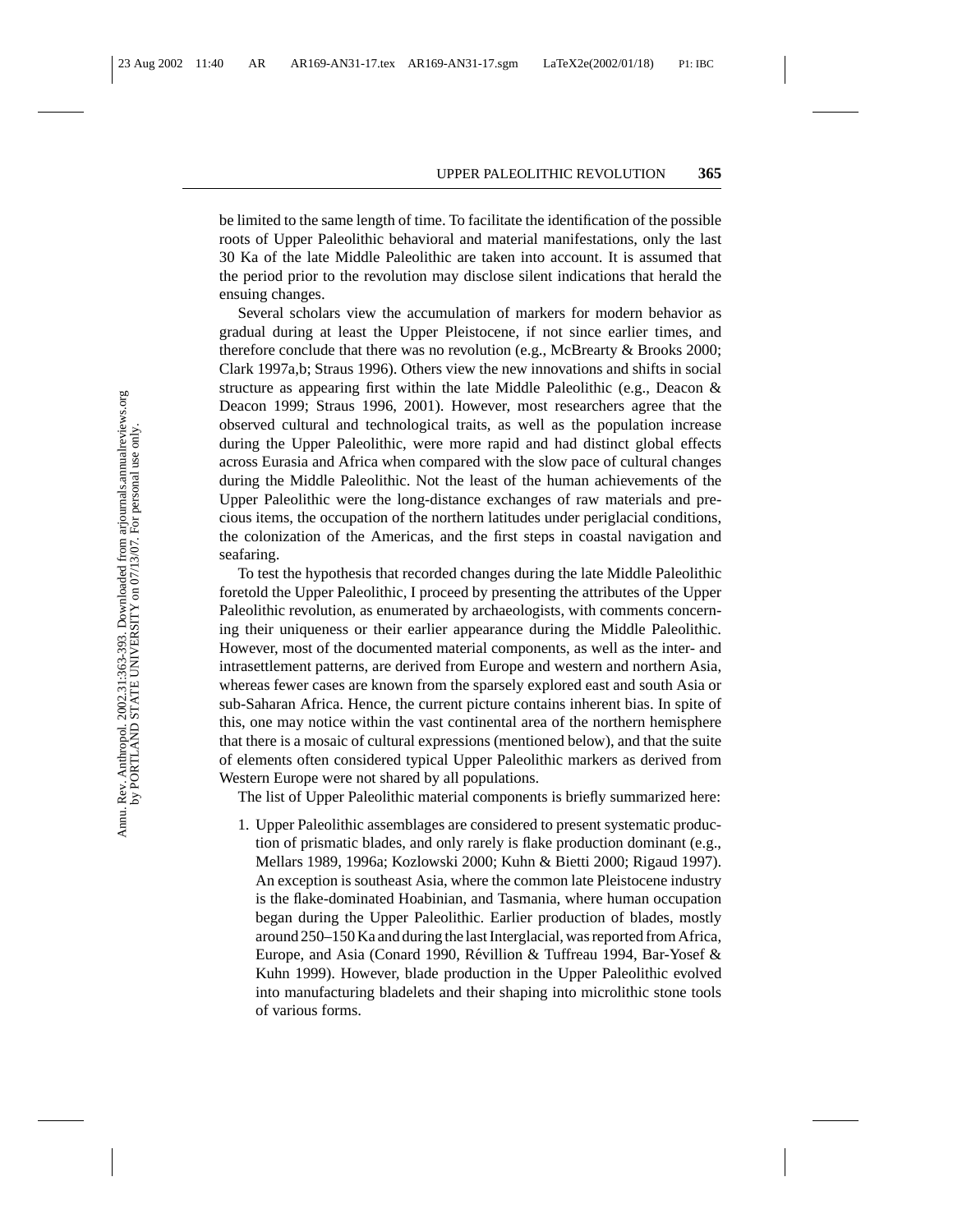be limited to the same length of time. To facilitate the identification of the possible roots of Upper Paleolithic behavioral and material manifestations, only the last 30 Ka of the late Middle Paleolithic are taken into account. It is assumed that the period prior to the revolution may disclose silent indications that herald the ensuing changes.

Several scholars view the accumulation of markers for modern behavior as gradual during at least the Upper Pleistocene, if not since earlier times, and therefore conclude that there was no revolution (e.g., McBrearty & Brooks 2000; Clark 1997a,b; Straus 1996). Others view the new innovations and shifts in social structure as appearing first within the late Middle Paleolithic (e.g., Deacon & Deacon 1999; Straus 1996, 2001). However, most researchers agree that the observed cultural and technological traits, as well as the population increase during the Upper Paleolithic, were more rapid and had distinct global effects across Eurasia and Africa when compared with the slow pace of cultural changes during the Middle Paleolithic. Not the least of the human achievements of the Upper Paleolithic were the long-distance exchanges of raw materials and precious items, the occupation of the northern latitudes under periglacial conditions, the colonization of the Americas, and the first steps in coastal navigation and seafaring.

To test the hypothesis that recorded changes during the late Middle Paleolithic foretold the Upper Paleolithic, I proceed by presenting the attributes of the Upper Paleolithic revolution, as enumerated by archaeologists, with comments concerning their uniqueness or their earlier appearance during the Middle Paleolithic. However, most of the documented material components, as well as the inter- and intrasettlement patterns, are derived from Europe and western and northern Asia, whereas fewer cases are known from the sparsely explored east and south Asia or sub-Saharan Africa. Hence, the current picture contains inherent bias. In spite of this, one may notice within the vast continental area of the northern hemisphere that there is a mosaic of cultural expressions (mentioned below), and that the suite of elements often considered typical Upper Paleolithic markers as derived from Western Europe were not shared by all populations.

The list of Upper Paleolithic material components is briefly summarized here:

1. Upper Paleolithic assemblages are considered to present systematic production of prismatic blades, and only rarely is flake production dominant (e.g., Mellars 1989, 1996a; Kozlowski 2000; Kuhn & Bietti 2000; Rigaud 1997). An exception is southeast Asia, where the common late Pleistocene industry is the flake-dominated Hoabinian, and Tasmania, where human occupation began during the Upper Paleolithic. Earlier production of blades, mostly around 250–150 Ka and during the last Interglacial, was reported from Africa, Europe, and Asia (Conard 1990, Révillion & Tuffreau 1994, Bar-Yosef & Kuhn 1999). However, blade production in the Upper Paleolithic evolved into manufacturing bladelets and their shaping into microlithic stone tools of various forms.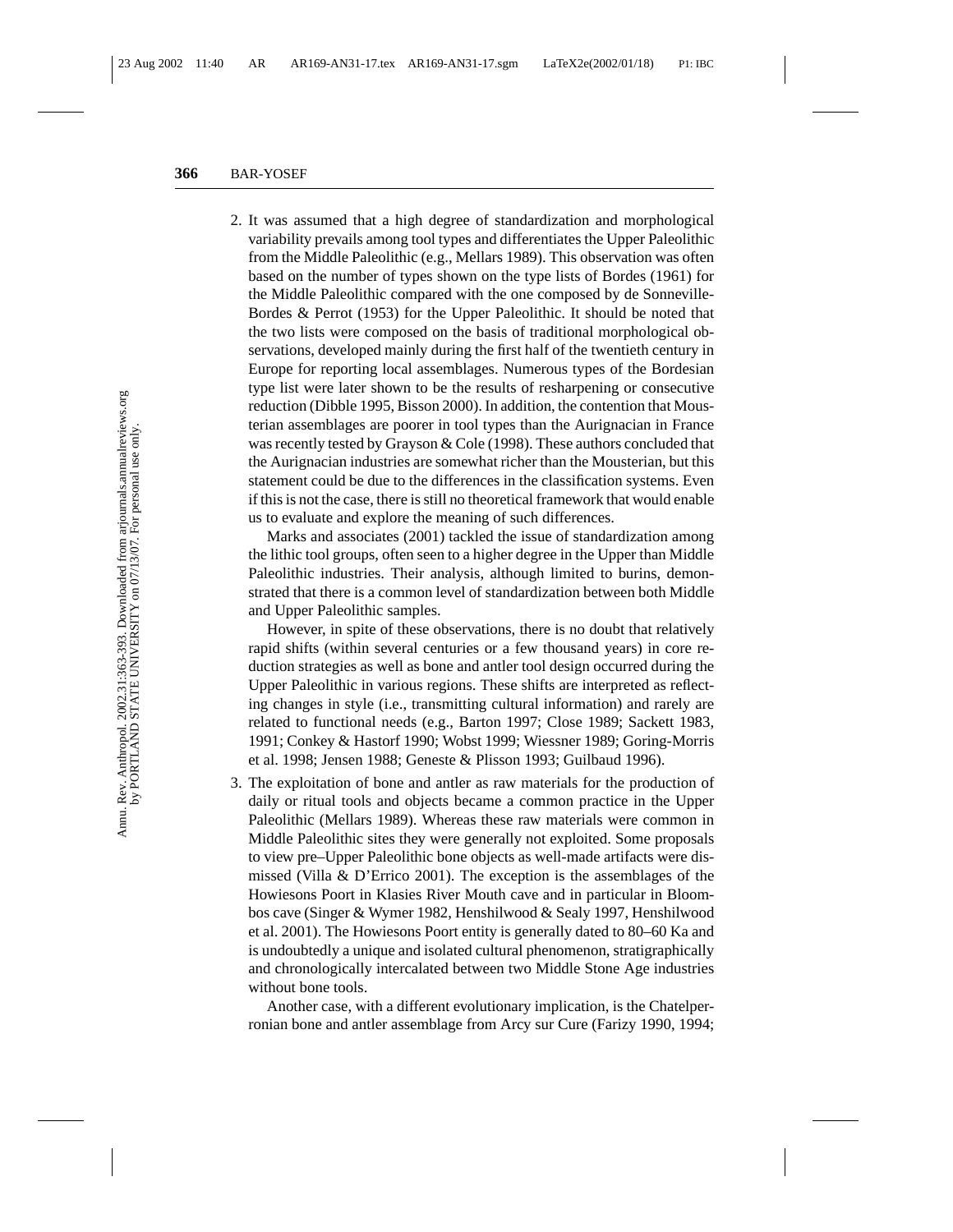2. It was assumed that a high degree of standardization and morphological variability prevails among tool types and differentiates the Upper Paleolithic from the Middle Paleolithic (e.g., Mellars 1989). This observation was often based on the number of types shown on the type lists of Bordes (1961) for the Middle Paleolithic compared with the one composed by de Sonneville-Bordes & Perrot (1953) for the Upper Paleolithic. It should be noted that the two lists were composed on the basis of traditional morphological observations, developed mainly during the first half of the twentieth century in Europe for reporting local assemblages. Numerous types of the Bordesian type list were later shown to be the results of resharpening or consecutive reduction (Dibble 1995, Bisson 2000). In addition, the contention that Mousterian assemblages are poorer in tool types than the Aurignacian in France was recently tested by Grayson & Cole (1998). These authors concluded that the Aurignacian industries are somewhat richer than the Mousterian, but this statement could be due to the differences in the classification systems. Even if this is not the case, there is still no theoretical framework that would enable us to evaluate and explore the meaning of such differences.

   Marks and associates (2001) tackled the issue of standardization among the lithic tool groups, often seen to a higher degree in the Upper than Middle Paleolithic industries. Their analysis, although limited to burins, demonstrated that there is a common level of standardization between both Middle and Upper Paleolithic samples.

   However, in spite of these observations, there is no doubt that relatively rapid shifts (within several centuries or a few thousand years) in core reduction strategies as well as bone and antler tool design occurred during the Upper Paleolithic in various regions. These shifts are interpreted as reflecting changes in style (i.e., transmitting cultural information) and rarely are related to functional needs (e.g., Barton 1997; Close 1989; Sackett 1983, 1991; Conkey & Hastorf 1990; Wobst 1999; Wiessner 1989; Goring-Morris et al. 1998; Jensen 1988; Geneste & Plisson 1993; Guilbaud 1996).

3. The exploitation of bone and antler as raw materials for the production of daily or ritual tools and objects became a common practice in the Upper Paleolithic (Mellars 1989). Whereas these raw materials were common in Middle Paleolithic sites they were generally not exploited. Some proposals to view pre–Upper Paleolithic bone objects as well-made artifacts were dismissed (Villa & D'Errico 2001). The exception is the assemblages of the Howiesons Poort in Klasies River Mouth cave and in particular in Blombos cave (Singer & Wymer 1982, Henshilwood & Sealy 1997, Henshilwood et al. 2001). The Howiesons Poort entity is generally dated to 80–60 Ka and is undoubtedly a unique and isolated cultural phenomenon, stratigraphically and chronologically intercalated between two Middle Stone Age industries without bone tools.

   Another case, with a different evolutionary implication, is the Chatelperronian bone and antler assemblage from Arcy sur Cure (Farizy 1990, 1994;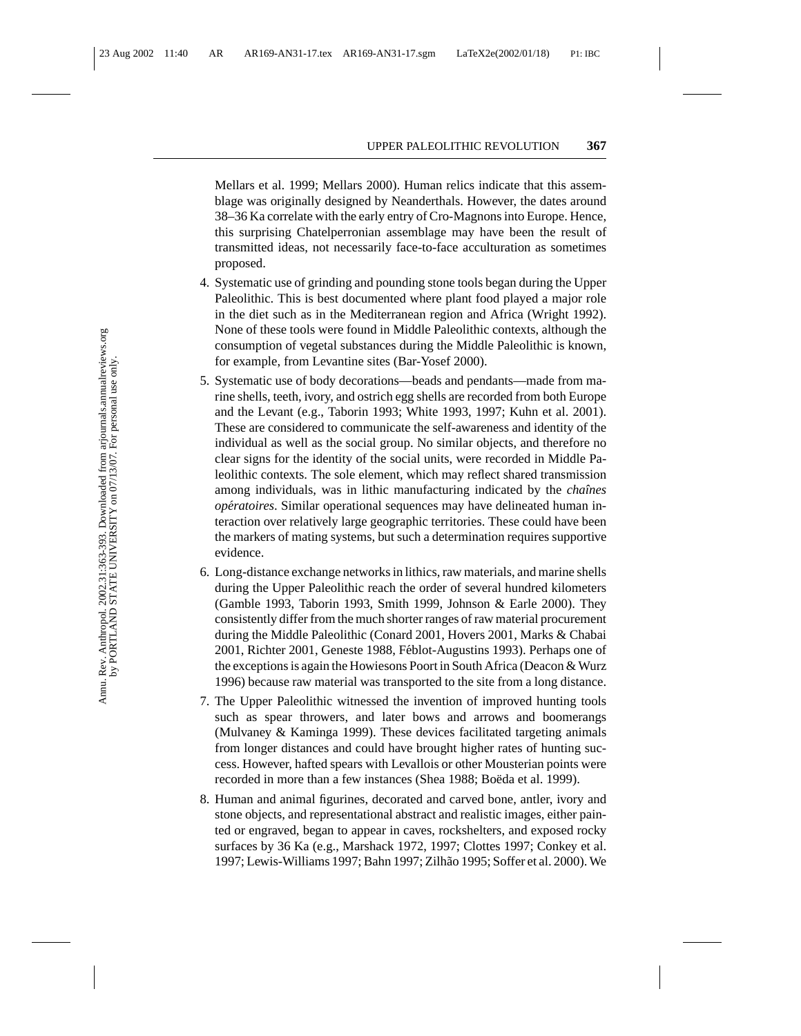Mellars et al. 1999; Mellars 2000). Human relics indicate that this assemblage was originally designed by Neanderthals. However, the dates around 38–36 Ka correlate with the early entry of Cro-Magnons into Europe. Hence, this surprising Chatelperronian assemblage may have been the result of transmitted ideas, not necessarily face-to-face acculturation as sometimes proposed.

4. Systematic use of grinding and pounding stone tools began during the Upper Paleolithic. This is best documented where plant food played a major role in the diet such as in the Mediterranean region and Africa (Wright 1992). None of these tools were found in Middle Paleolithic contexts, although the consumption of vegetal substances during the Middle Paleolithic is known, for example, from Levantine sites (Bar-Yosef 2000).
5. Systematic use of body decorations—beads and pendants—made from marine shells, teeth, ivory, and ostrich egg shells are recorded from both Europe and the Levant (e.g., Taborin 1993; White 1993, 1997; Kuhn et al. 2001). These are considered to communicate the self-awareness and identity of the individual as well as the social group. No similar objects, and therefore no clear signs for the identity of the social units, were recorded in Middle Paleolithic contexts. The sole element, which may reflect shared transmission among individuals, was in lithic manufacturing indicated by the *chaînes opératoires*. Similar operational sequences may have delineated human interaction over relatively large geographic territories. These could have been the markers of mating systems, but such a determination requires supportive evidence.
6. Long-distance exchange networks in lithics, raw materials, and marine shells during the Upper Paleolithic reach the order of several hundred kilometers (Gamble 1993, Taborin 1993, Smith 1999, Johnson & Earle 2000). They consistently differ from the much shorter ranges of raw material procurement during the Middle Paleolithic (Conard 2001, Hovers 2001, Marks & Chabai 2001, Richter 2001, Geneste 1988, Féblot-Augustins 1993). Perhaps one of the exceptions is again the Howiesons Poort in South Africa (Deacon & Wurz 1996) because raw material was transported to the site from a long distance.
7. The Upper Paleolithic witnessed the invention of improved hunting tools such as spear throwers, and later bows and arrows and boomerangs (Mulvaney & Kaminga 1999). These devices facilitated targeting animals from longer distances and could have brought higher rates of hunting success. However, hafted spears with Levallois or other Mousterian points were recorded in more than a few instances (Shea 1988; Boëda et al. 1999).
8. Human and animal figurines, decorated and carved bone, antler, ivory and stone objects, and representational abstract and realistic images, either painted or engraved, began to appear in caves, rockshelters, and exposed rocky surfaces by 36 Ka (e.g., Marshack 1972, 1997; Clottes 1997; Conkey et al. 1997; Lewis-Williams 1997; Bahn 1997; Zilhão 1995; Soffer et al. 2000). We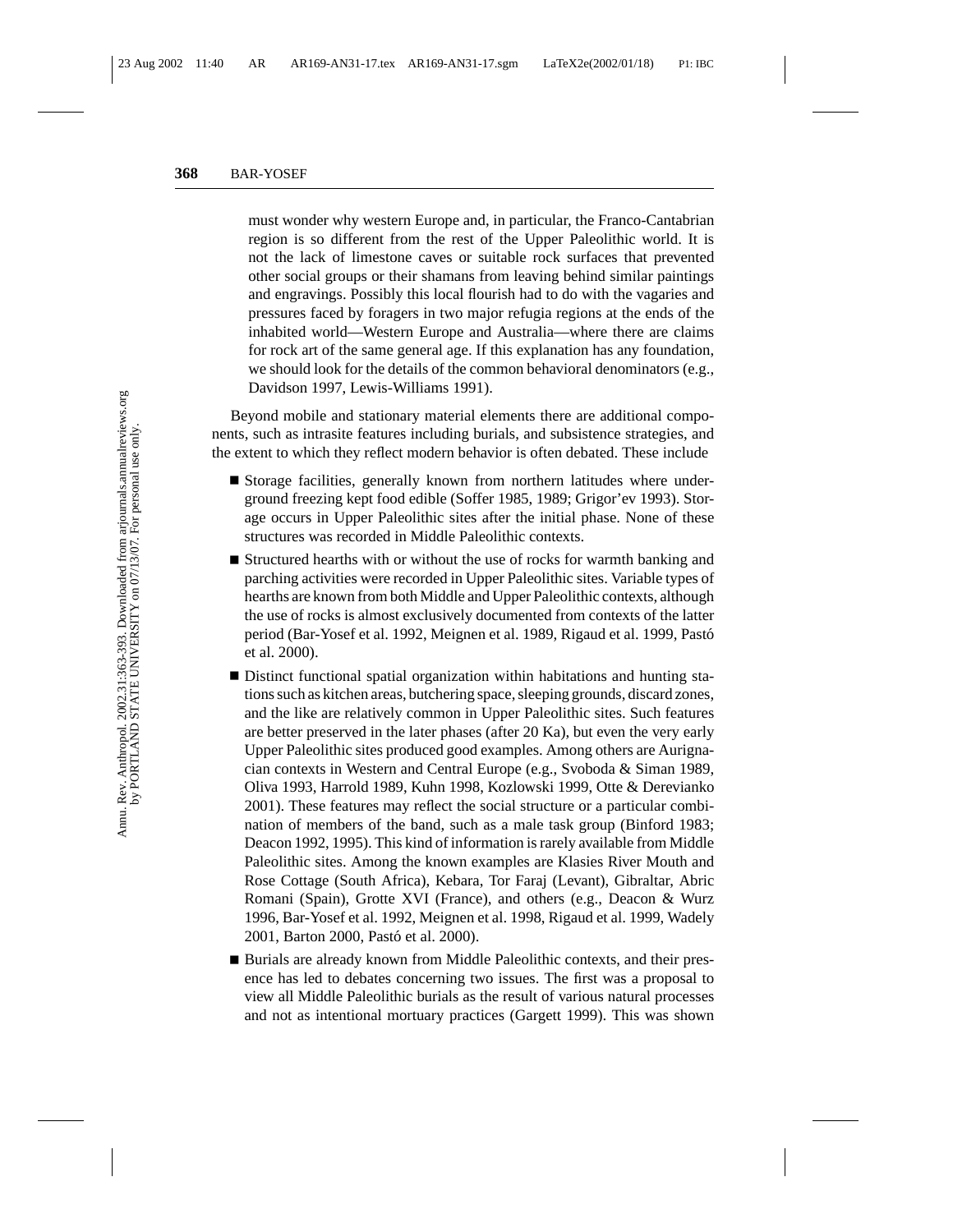must wonder why western Europe and, in particular, the Franco-Cantabrian region is so different from the rest of the Upper Paleolithic world. It is not the lack of limestone caves or suitable rock surfaces that prevented other social groups or their shamans from leaving behind similar paintings and engravings. Possibly this local flourish had to do with the vagaries and pressures faced by foragers in two major refugia regions at the ends of the inhabited world—Western Europe and Australia—where there are claims for rock art of the same general age. If this explanation has any foundation, we should look for the details of the common behavioral denominators (e.g., Davidson 1997, Lewis-Williams 1991).

Beyond mobile and stationary material elements there are additional components, such as intrasite features including burials, and subsistence strategies, and the extent to which they reflect modern behavior is often debated. These include

- Storage facilities, generally known from northern latitudes where underground freezing kept food edible (Soffer 1985, 1989; Grigor'ev 1993). Storage occurs in Upper Paleolithic sites after the initial phase. None of these structures was recorded in Middle Paleolithic contexts.
- Structured hearths with or without the use of rocks for warmth banking and parching activities were recorded in Upper Paleolithic sites. Variable types of hearths are known from both Middle and Upper Paleolithic contexts, although the use of rocks is almost exclusively documented from contexts of the latter period (Bar-Yosef et al. 1992, Meignen et al. 1989, Rigaud et al. 1999, Pastó et al. 2000).
- Distinct functional spatial organization within habitations and hunting stations such as kitchen areas, butchering space, sleeping grounds, discard zones, and the like are relatively common in Upper Paleolithic sites. Such features are better preserved in the later phases (after 20 Ka), but even the very early Upper Paleolithic sites produced good examples. Among others are Aurignacian contexts in Western and Central Europe (e.g., Svoboda & Siman 1989, Oliva 1993, Harrold 1989, Kuhn 1998, Kozlowski 1999, Otte & Derevianko 2001). These features may reflect the social structure or a particular combination of members of the band, such as a male task group (Binford 1983; Deacon 1992, 1995). This kind of information is rarely available from Middle Paleolithic sites. Among the known examples are Klasies River Mouth and Rose Cottage (South Africa), Kebara, Tor Faraj (Levant), Gibraltar, Abric Romani (Spain), Grotte XVI (France), and others (e.g., Deacon & Wurz 1996, Bar-Yosef et al. 1992, Meignen et al. 1998, Rigaud et al. 1999, Wadely 2001, Barton 2000, Pastó et al. 2000).
- Burials are already known from Middle Paleolithic contexts, and their presence has led to debates concerning two issues. The first was a proposal to view all Middle Paleolithic burials as the result of various natural processes and not as intentional mortuary practices (Gargett 1999). This was shown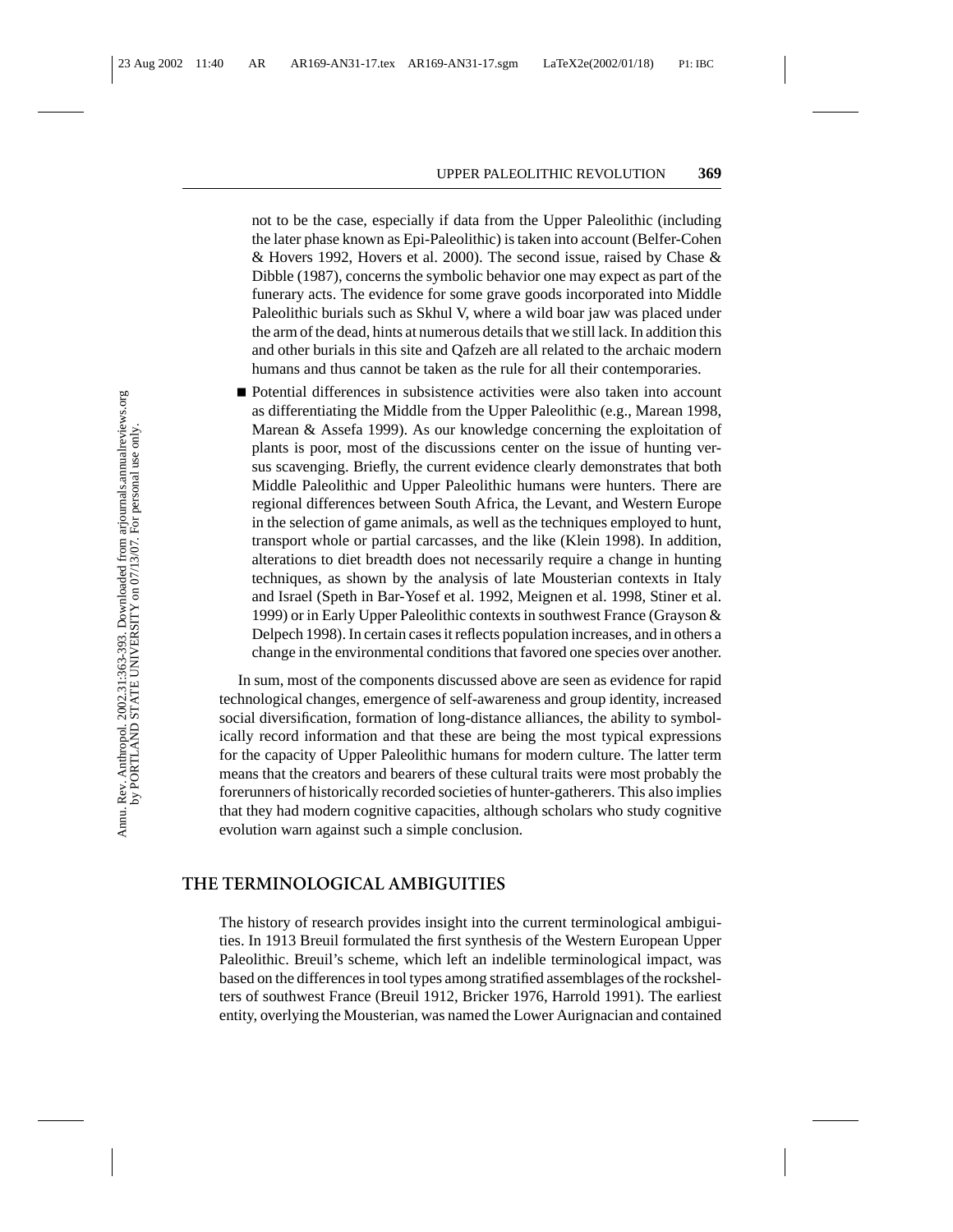not to be the case, especially if data from the Upper Paleolithic (including the later phase known as Epi-Paleolithic) is taken into account (Belfer-Cohen & Hovers 1992, Hovers et al. 2000). The second issue, raised by Chase & Dibble (1987), concerns the symbolic behavior one may expect as part of the funerary acts. The evidence for some grave goods incorporated into Middle Paleolithic burials such as Skhul V, where a wild boar jaw was placed under the arm of the dead, hints at numerous details that we still lack. In addition this and other burials in this site and Qafzeh are all related to the archaic modern humans and thus cannot be taken as the rule for all their contemporaries.

- Potential differences in subsistence activities were also taken into account as differentiating the Middle from the Upper Paleolithic (e.g., Marean 1998, Marean & Assefa 1999). As our knowledge concerning the exploitation of plants is poor, most of the discussions center on the issue of hunting versus scavenging. Briefly, the current evidence clearly demonstrates that both Middle Paleolithic and Upper Paleolithic humans were hunters. There are regional differences between South Africa, the Levant, and Western Europe in the selection of game animals, as well as the techniques employed to hunt, transport whole or partial carcasses, and the like (Klein 1998). In addition, alterations to diet breadth does not necessarily require a change in hunting techniques, as shown by the analysis of late Mousterian contexts in Italy and Israel (Speth in Bar-Yosef et al. 1992, Meignen et al. 1998, Stiner et al. 1999) or in Early Upper Paleolithic contexts in southwest France (Grayson & Delpech 1998). In certain cases it reflects population increases, and in others a change in the environmental conditions that favored one species over another.

In sum, most of the components discussed above are seen as evidence for rapid technological changes, emergence of self-awareness and group identity, increased social diversification, formation of long-distance alliances, the ability to symbolically record information and that these are being the most typical expressions for the capacity of Upper Paleolithic humans for modern culture. The latter term means that the creators and bearers of these cultural traits were most probably the forerunners of historically recorded societies of hunter-gatherers. This also implies that they had modern cognitive capacities, although scholars who study cognitive evolution warn against such a simple conclusion.

## THE TERMINOLOGICAL AMBIGUITIES

The history of research provides insight into the current terminological ambiguities. In 1913 Breuil formulated the first synthesis of the Western European Upper Paleolithic. Breuil's scheme, which left an indelible terminological impact, was based on the differences in tool types among stratified assemblages of the rockshelters of southwest France (Breuil 1912, Bricker 1976, Harrold 1991). The earliest entity, overlying the Mousterian, was named the Lower Aurignacian and contained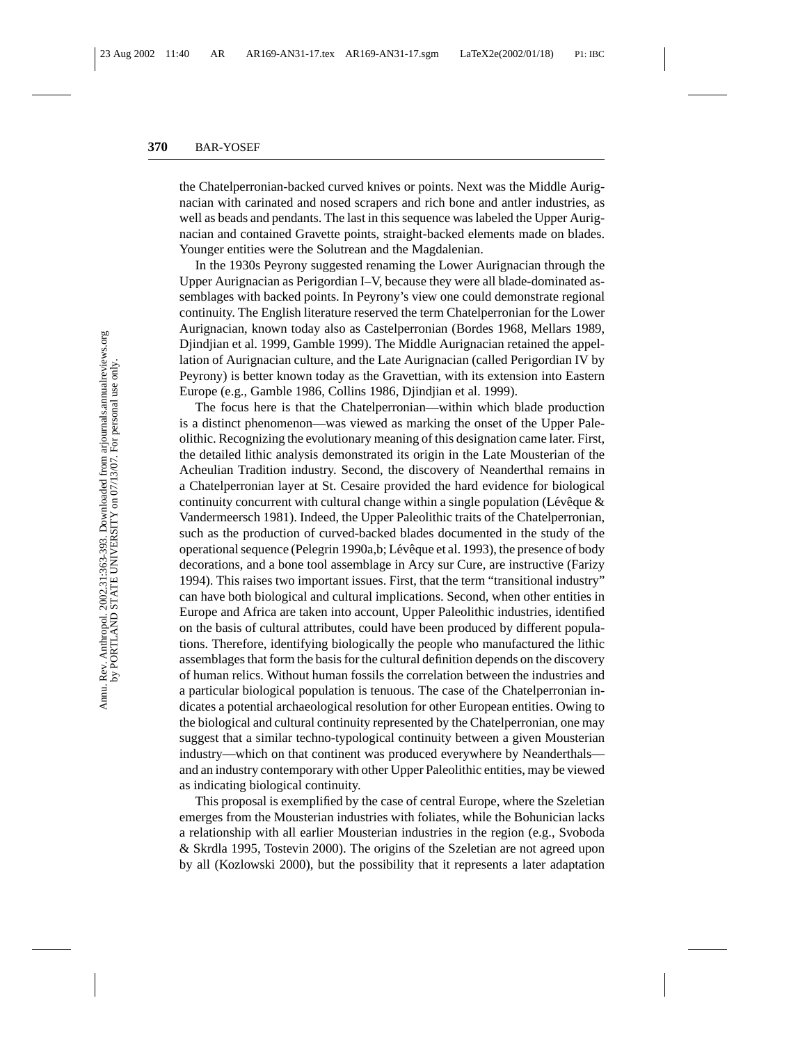the Chatelperronian-backed curved knives or points. Next was the Middle Aurignacian with carinated and nosed scrapers and rich bone and antler industries, as well as beads and pendants. The last in this sequence was labeled the Upper Aurignacian and contained Gravette points, straight-backed elements made on blades. Younger entities were the Solutrean and the Magdalenian.

In the 1930s Peyrony suggested renaming the Lower Aurignacian through the Upper Aurignacian as Perigordian I–V, because they were all blade-dominated assemblages with backed points. In Peyrony's view one could demonstrate regional continuity. The English literature reserved the term Chatelperronian for the Lower Aurignacian, known today also as Castelperronian (Bordes 1968, Mellars 1989, Djindjian et al. 1999, Gamble 1999). The Middle Aurignacian retained the appellation of Aurignacian culture, and the Late Aurignacian (called Perigordian IV by Peyrony) is better known today as the Gravettian, with its extension into Eastern Europe (e.g., Gamble 1986, Collins 1986, Djindjian et al. 1999).

The focus here is that the Chatelperronian—within which blade production is a distinct phenomenon—was viewed as marking the onset of the Upper Paleolithic. Recognizing the evolutionary meaning of this designation came later. First, the detailed lithic analysis demonstrated its origin in the Late Mousterian of the Acheulian Tradition industry. Second, the discovery of Neanderthal remains in a Chatelperronian layer at St. Cesaire provided the hard evidence for biological continuity concurrent with cultural change within a single population (Lévêque & Vandermeersch 1981). Indeed, the Upper Paleolithic traits of the Chatelperronian, such as the production of curved-backed blades documented in the study of the operational sequence (Pelegrin 1990a,b; Lévêque et al. 1993), the presence of body decorations, and a bone tool assemblage in Arcy sur Cure, are instructive (Farizy 1994). This raises two important issues. First, that the term "transitional industry" can have both biological and cultural implications. Second, when other entities in Europe and Africa are taken into account, Upper Paleolithic industries, identified on the basis of cultural attributes, could have been produced by different populations. Therefore, identifying biologically the people who manufactured the lithic assemblages that form the basis for the cultural definition depends on the discovery of human relics. Without human fossils the correlation between the industries and a particular biological population is tenuous. The case of the Chatelperronian indicates a potential archaeological resolution for other European entities. Owing to the biological and cultural continuity represented by the Chatelperronian, one may suggest that a similar techno-typological continuity between a given Mousterian industry—which on that continent was produced everywhere by Neanderthals—and an industry contemporary with other Upper Paleolithic entities, may be viewed as indicating biological continuity.

This proposal is exemplified by the case of central Europe, where the Szeletian emerges from the Mousterian industries with foliates, while the Bohunician lacks a relationship with all earlier Mousterian industries in the region (e.g., Svoboda & Skrdla 1995, Tostevin 2000). The origins of the Szeletian are not agreed upon by all (Kozlowski 2000), but the possibility that it represents a later adaptation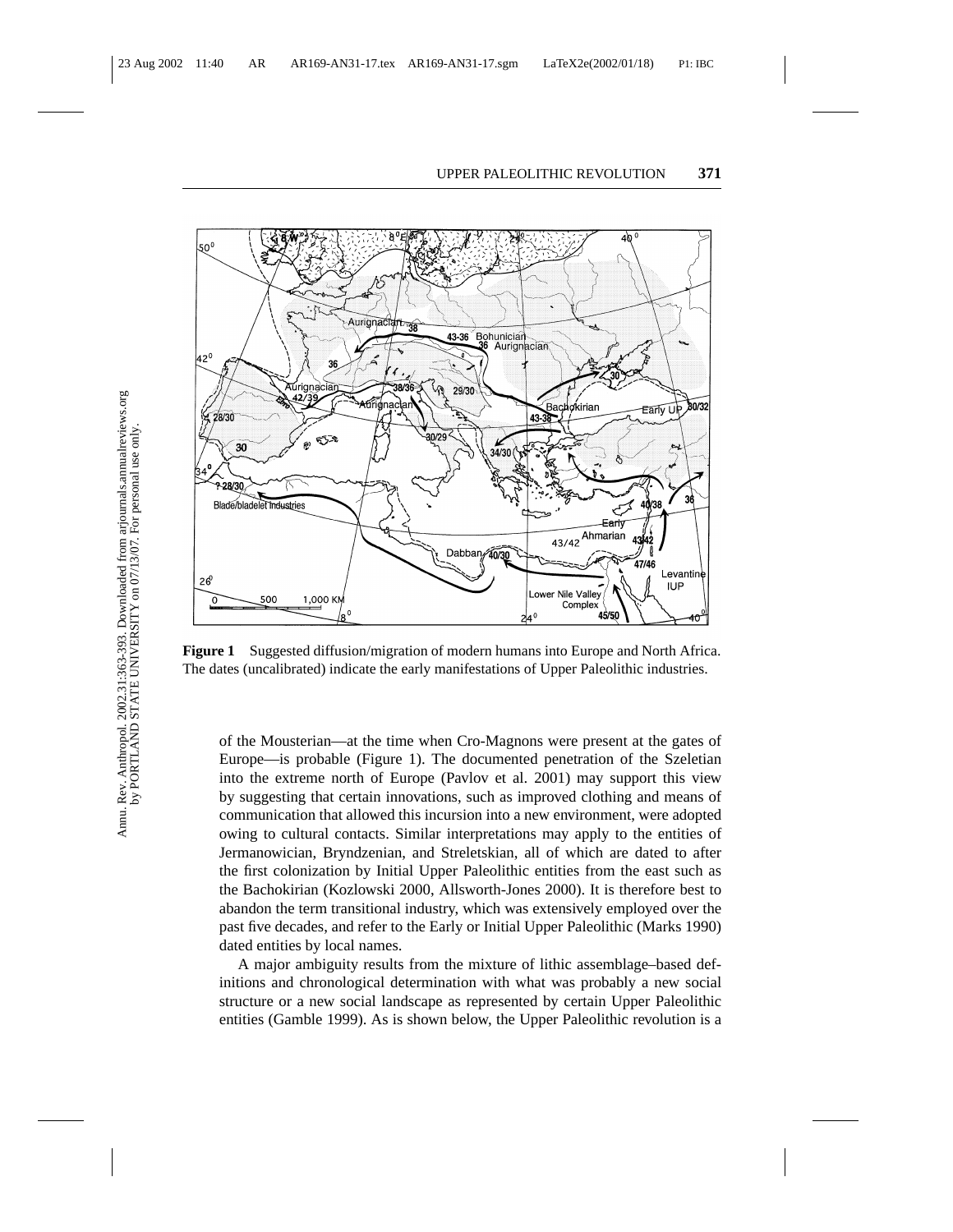**Figure 1** Suggested diffusion/migration of modern humans into Europe and North Africa. The dates (uncalibrated) indicate the early manifestations of Upper Paleolithic industries.

of the Mousterian—at the time when Cro-Magnons were present at the gates of Europe—is probable (Figure 1). The documented penetration of the Szeletian into the extreme north of Europe (Pavlov et al. 2001) may support this view by suggesting that certain innovations, such as improved clothing and means of communication that allowed this incursion into a new environment, were adopted owing to cultural contacts. Similar interpretations may apply to the entities of Jermanowician, Bryndzenian, and Streletskian, all of which are dated to after the first colonization by Initial Upper Paleolithic entities from the east such as the Bachokirian (Kozlowski 2000, Allsworth-Jones 2000). It is therefore best to abandon the term transitional industry, which was extensively employed over the past five decades, and refer to the Early or Initial Upper Paleolithic (Marks 1990) dated entities by local names.

A major ambiguity results from the mixture of lithic assemblage–based definitions and chronological determination with what was probably a new social structure or a new social landscape as represented by certain Upper Paleolithic entities (Gamble 1999). As is shown below, the Upper Paleolithic revolution is a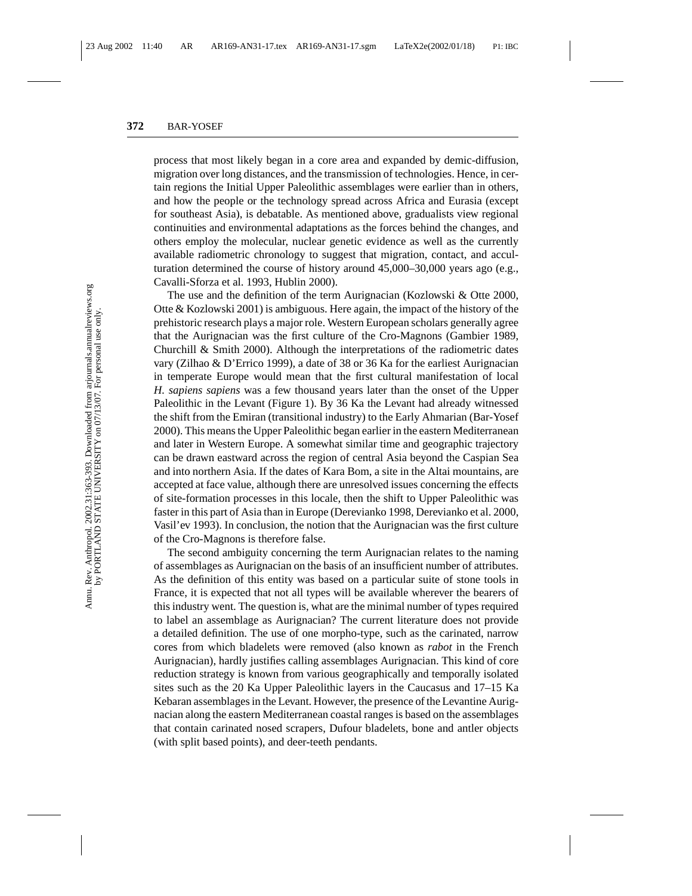process that most likely began in a core area and expanded by demic-diffusion, migration over long distances, and the transmission of technologies. Hence, in certain regions the Initial Upper Paleolithic assemblages were earlier than in others, and how the people or the technology spread across Africa and Eurasia (except for southeast Asia), is debatable. As mentioned above, gradualists view regional continuities and environmental adaptations as the forces behind the changes, and others employ the molecular, nuclear genetic evidence as well as the currently available radiometric chronology to suggest that migration, contact, and acculturation determined the course of history around 45,000–30,000 years ago (e.g., Cavalli-Sforza et al. 1993, Hublin 2000).

The use and the definition of the term Aurignacian (Kozlowski & Otte 2000, Otte & Kozlowski 2001) is ambiguous. Here again, the impact of the history of the prehistoric research plays a major role. Western European scholars generally agree that the Aurignacian was the first culture of the Cro-Magnons (Gambier 1989, Churchill & Smith 2000). Although the interpretations of the radiometric dates vary (Zilhao & D'Errico 1999), a date of 38 or 36 Ka for the earliest Aurignacian in temperate Europe would mean that the first cultural manifestation of local *H. sapiens sapiens* was a few thousand years later than the onset of the Upper Paleolithic in the Levant (Figure 1). By 36 Ka the Levant had already witnessed the shift from the Emiran (transitional industry) to the Early Ahmarian (Bar-Yosef 2000). This means the Upper Paleolithic began earlier in the eastern Mediterranean and later in Western Europe. A somewhat similar time and geographic trajectory can be drawn eastward across the region of central Asia beyond the Caspian Sea and into northern Asia. If the dates of Kara Bom, a site in the Altai mountains, are accepted at face value, although there are unresolved issues concerning the effects of site-formation processes in this locale, then the shift to Upper Paleolithic was faster in this part of Asia than in Europe (Derevianko 1998, Derevianko et al. 2000, Vasil'ev 1993). In conclusion, the notion that the Aurignacian was the first culture of the Cro-Magnons is therefore false.

The second ambiguity concerning the term Aurignacian relates to the naming of assemblages as Aurignacian on the basis of an insufficient number of attributes. As the definition of this entity was based on a particular suite of stone tools in France, it is expected that not all types will be available wherever the bearers of this industry went. The question is, what are the minimal number of types required to label an assemblage as Aurignacian? The current literature does not provide a detailed definition. The use of one morpho-type, such as the carinated, narrow cores from which bladelets were removed (also known as *rabot* in the French Aurignacian), hardly justifies calling assemblages Aurignacian. This kind of core reduction strategy is known from various geographically and temporally isolated sites such as the 20 Ka Upper Paleolithic layers in the Caucasus and 17–15 Ka Kebaran assemblages in the Levant. However, the presence of the Levantine Aurignacian along the eastern Mediterranean coastal ranges is based on the assemblages that contain carinated nosed scrapers, Dufour bladelets, bone and antler objects (with split based points), and deer-teeth pendants.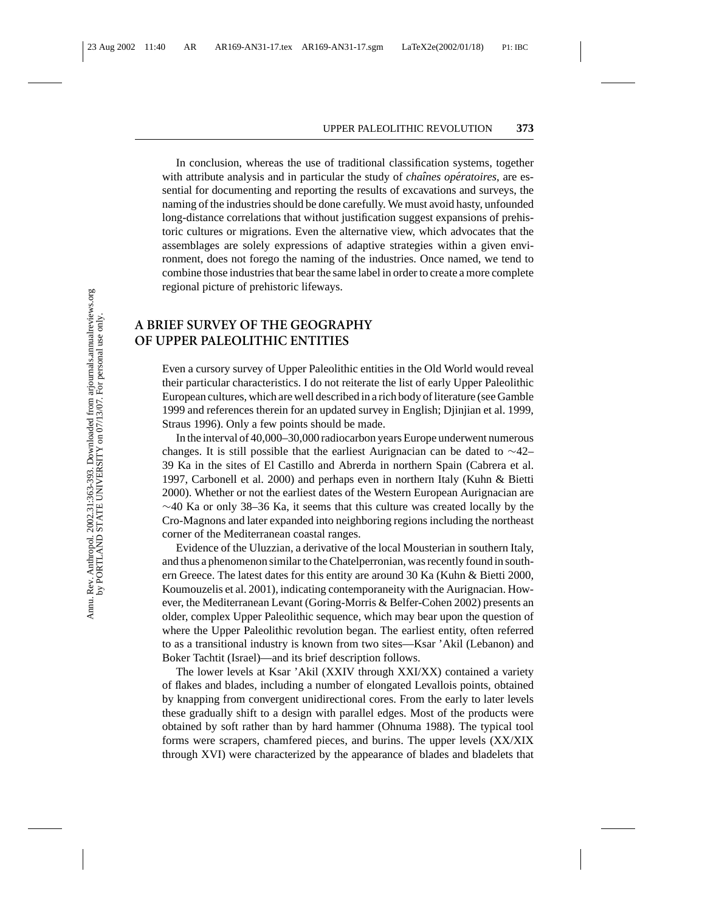In conclusion, whereas the use of traditional classification systems, together with attribute analysis and in particular the study of *chaînes opératoires*, are essential for documenting and reporting the results of excavations and surveys, the naming of the industries should be done carefully. We must avoid hasty, unfounded long-distance correlations that without justification suggest expansions of prehistoric cultures or migrations. Even the alternative view, which advocates that the assemblages are solely expressions of adaptive strategies within a given environment, does not forego the naming of the industries. Once named, we tend to combine those industries that bear the same label in order to create a more complete regional picture of prehistoric lifeways.

## A BRIEF SURVEY OF THE GEOGRAPHY OF UPPER PALEOLITHIC ENTITIES

Even a cursory survey of Upper Paleolithic entities in the Old World would reveal their particular characteristics. I do not reiterate the list of early Upper Paleolithic European cultures, which are well described in a rich body of literature (see Gamble 1999 and references therein for an updated survey in English; Djinjian et al. 1999, Straus 1996). Only a few points should be made.

In the interval of 40,000–30,000 radiocarbon years Europe underwent numerous changes. It is still possible that the earliest Aurignacian can be dated to ~42–39 Ka in the sites of El Castillo and Abrerda in northern Spain (Cabrera et al. 1997, Carbonell et al. 2000) and perhaps even in northern Italy (Kuhn & Bietti 2000). Whether or not the earliest dates of the Western European Aurignacian are ~40 Ka or only 38–36 Ka, it seems that this culture was created locally by the Cro-Magnons and later expanded into neighboring regions including the northeast corner of the Mediterranean coastal ranges.

Evidence of the Uluzzian, a derivative of the local Mousterian in southern Italy, and thus a phenomenon similar to the Chatelperronian, was recently found in southern Greece. The latest dates for this entity are around 30 Ka (Kuhn & Bietti 2000, Koumouzelis et al. 2001), indicating contemporaneity with the Aurignacian. However, the Mediterranean Levant (Goring-Morris & Belfer-Cohen 2002) presents an older, complex Upper Paleolithic sequence, which may bear upon the question of where the Upper Paleolithic revolution began. The earliest entity, often referred to as a transitional industry is known from two sites—Ksar 'Akil (Lebanon) and Boker Tachtit (Israel)—and its brief description follows.

The lower levels at Ksar 'Akil (XXIV through XXI/XX) contained a variety of flakes and blades, including a number of elongated Levallois points, obtained by knapping from convergent unidirectional cores. From the early to later levels these gradually shift to a design with parallel edges. Most of the products were obtained by soft rather than by hard hammer (Ohnuma 1988). The typical tool forms were scrapers, chamfered pieces, and burins. The upper levels (XX/XIX through XVI) were characterized by the appearance of blades and bladelets that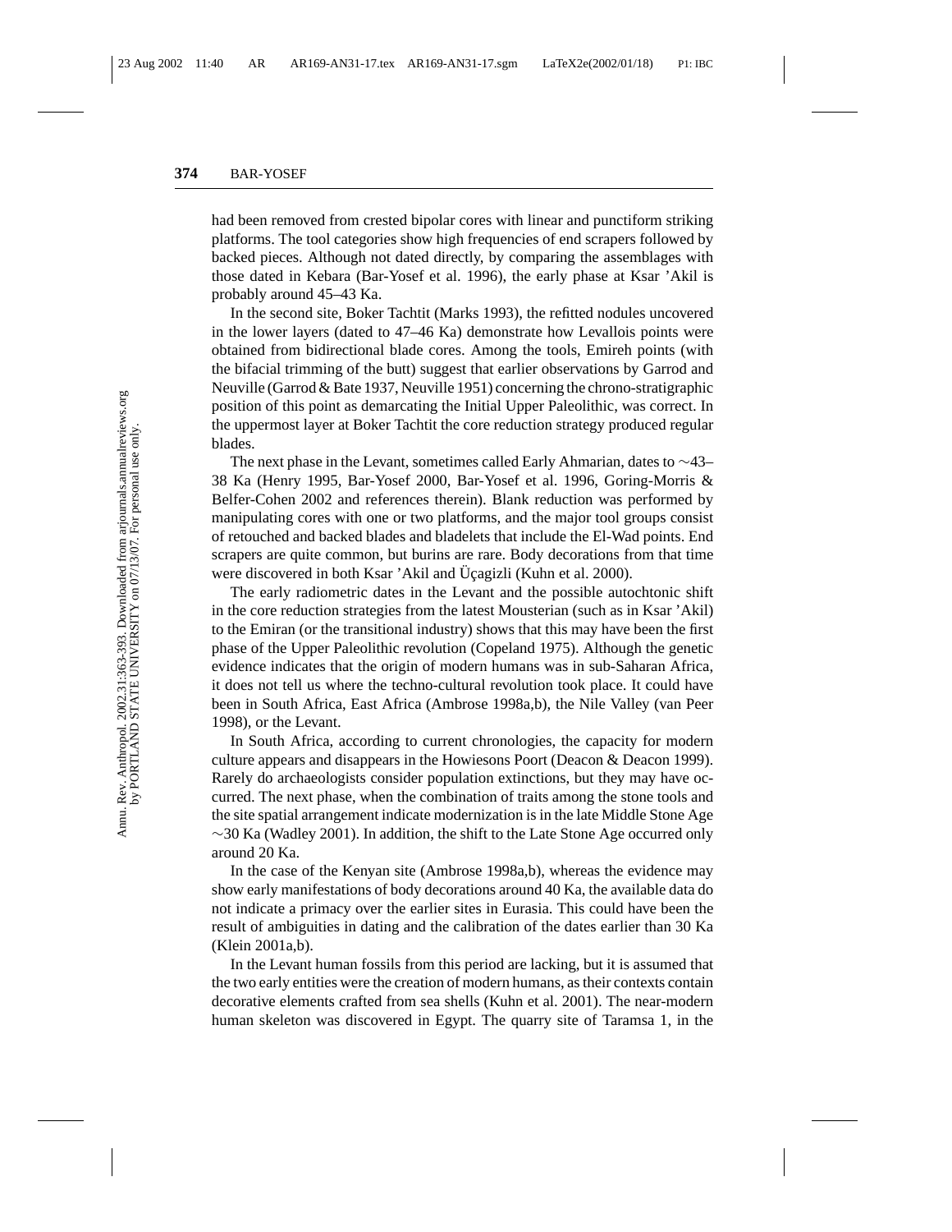had been removed from crested bipolar cores with linear and punctiform striking platforms. The tool categories show high frequencies of end scrapers followed by backed pieces. Although not dated directly, by comparing the assemblages with those dated in Kebara (Bar-Yosef et al. 1996), the early phase at Ksar 'Akil is probably around 45–43 Ka.

In the second site, Boker Tachtit (Marks 1993), the refitted nodules uncovered in the lower layers (dated to 47–46 Ka) demonstrate how Levallois points were obtained from bidirectional blade cores. Among the tools, Emireh points (with the bifacial trimming of the butt) suggest that earlier observations by Garrod and Neuville (Garrod & Bate 1937, Neuville 1951) concerning the chrono-stratigraphic position of this point as demarcating the Initial Upper Paleolithic, was correct. In the uppermost layer at Boker Tachtit the core reduction strategy produced regular blades.

The next phase in the Levant, sometimes called Early Ahmarian, dates to ∼43–38 Ka (Henry 1995, Bar-Yosef 2000, Bar-Yosef et al. 1996, Goring-Morris & Belfer-Cohen 2002 and references therein). Blank reduction was performed by manipulating cores with one or two platforms, and the major tool groups consist of retouched and backed blades and bladelets that include the El-Wad points. End scrapers are quite common, but burins are rare. Body decorations from that time were discovered in both Ksar 'Akil and Üçagizli (Kuhn et al. 2000).

The early radiometric dates in the Levant and the possible autochtonic shift in the core reduction strategies from the latest Mousterian (such as in Ksar 'Akil) to the Emiran (or the transitional industry) shows that this may have been the first phase of the Upper Paleolithic revolution (Copeland 1975). Although the genetic evidence indicates that the origin of modern humans was in sub-Saharan Africa, it does not tell us where the techno-cultural revolution took place. It could have been in South Africa, East Africa (Ambrose 1998a,b), the Nile Valley (van Peer 1998), or the Levant.

In South Africa, according to current chronologies, the capacity for modern culture appears and disappears in the Howiesons Poort (Deacon & Deacon 1999). Rarely do archaeologists consider population extinctions, but they may have occurred. The next phase, when the combination of traits among the stone tools and the site spatial arrangement indicate modernization is in the late Middle Stone Age ∼30 Ka (Wadley 2001). In addition, the shift to the Late Stone Age occurred only around 20 Ka.

In the case of the Kenyan site (Ambrose 1998a,b), whereas the evidence may show early manifestations of body decorations around 40 Ka, the available data do not indicate a primacy over the earlier sites in Eurasia. This could have been the result of ambiguities in dating and the calibration of the dates earlier than 30 Ka (Klein 2001a,b).

In the Levant human fossils from this period are lacking, but it is assumed that the two early entities were the creation of modern humans, as their contexts contain decorative elements crafted from sea shells (Kuhn et al. 2001). The near-modern human skeleton was discovered in Egypt. The quarry site of Taramsa 1, in the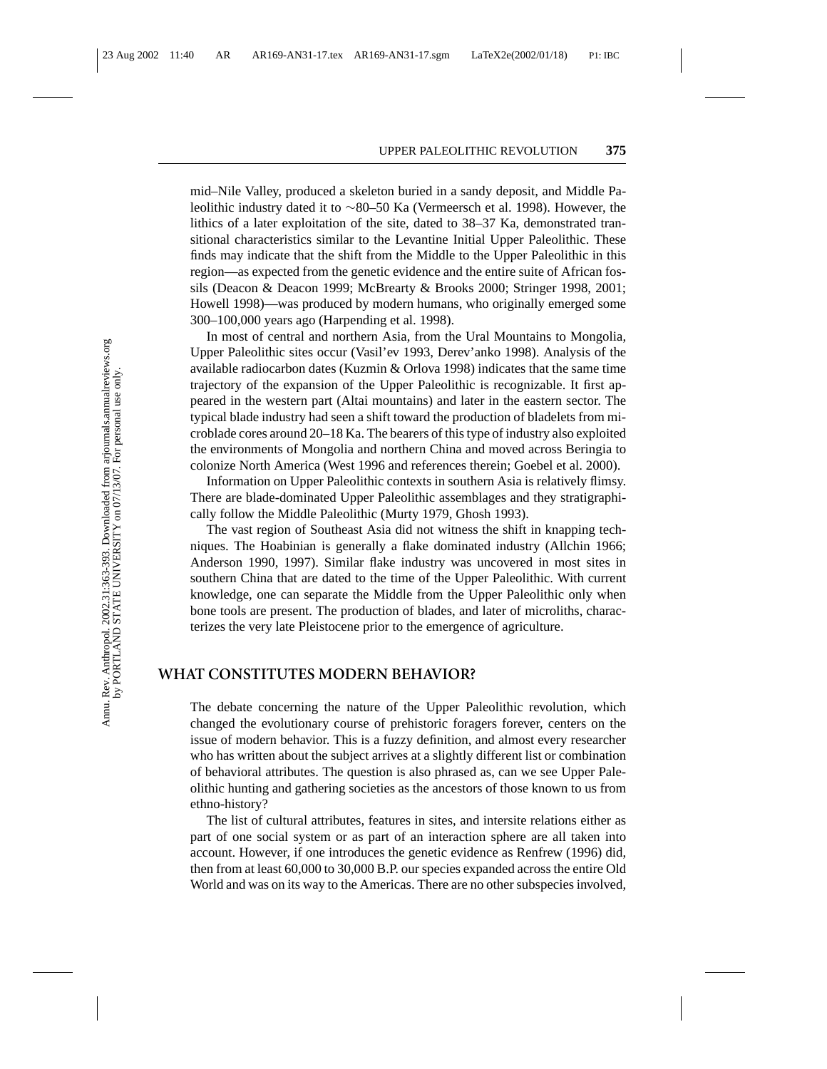mid–Nile Valley, produced a skeleton buried in a sandy deposit, and Middle Paleolithic industry dated it to ~80–50 Ka (Vermeersch et al. 1998). However, the lithics of a later exploitation of the site, dated to 38–37 Ka, demonstrated transitional characteristics similar to the Levantine Initial Upper Paleolithic. These finds may indicate that the shift from the Middle to the Upper Paleolithic in this region—as expected from the genetic evidence and the entire suite of African fossils (Deacon & Deacon 1999; McBrearty & Brooks 2000; Stringer 1998, 2001; Howell 1998)—was produced by modern humans, who originally emerged some 300–100,000 years ago (Harpending et al. 1998).

In most of central and northern Asia, from the Ural Mountains to Mongolia, Upper Paleolithic sites occur (Vasil'ev 1993, Derev'anko 1998). Analysis of the available radiocarbon dates (Kuzmin & Orlova 1998) indicates that the same time trajectory of the expansion of the Upper Paleolithic is recognizable. It first appeared in the western part (Altai mountains) and later in the eastern sector. The typical blade industry had seen a shift toward the production of bladelets from microblade cores around 20–18 Ka. The bearers of this type of industry also exploited the environments of Mongolia and northern China and moved across Beringia to colonize North America (West 1996 and references therein; Goebel et al. 2000).

Information on Upper Paleolithic contexts in southern Asia is relatively flimsy. There are blade-dominated Upper Paleolithic assemblages and they stratigraphically follow the Middle Paleolithic (Murty 1979, Ghosh 1993).

The vast region of Southeast Asia did not witness the shift in knapping techniques. The Hoabinian is generally a flake dominated industry (Allchin 1966; Anderson 1990, 1997). Similar flake industry was uncovered in most sites in southern China that are dated to the time of the Upper Paleolithic. With current knowledge, one can separate the Middle from the Upper Paleolithic only when bone tools are present. The production of blades, and later of microliths, characterizes the very late Pleistocene prior to the emergence of agriculture.

## WHAT CONSTITUTES MODERN BEHAVIOR?

The debate concerning the nature of the Upper Paleolithic revolution, which changed the evolutionary course of prehistoric foragers forever, centers on the issue of modern behavior. This is a fuzzy definition, and almost every researcher who has written about the subject arrives at a slightly different list or combination of behavioral attributes. The question is also phrased as, can we see Upper Paleolithic hunting and gathering societies as the ancestors of those known to us from ethno-history?

The list of cultural attributes, features in sites, and intersite relations either as part of one social system or as part of an interaction sphere are all taken into account. However, if one introduces the genetic evidence as Renfrew (1996) did, then from at least 60,000 to 30,000 B.P. our species expanded across the entire Old World and was on its way to the Americas. There are no other subspecies involved,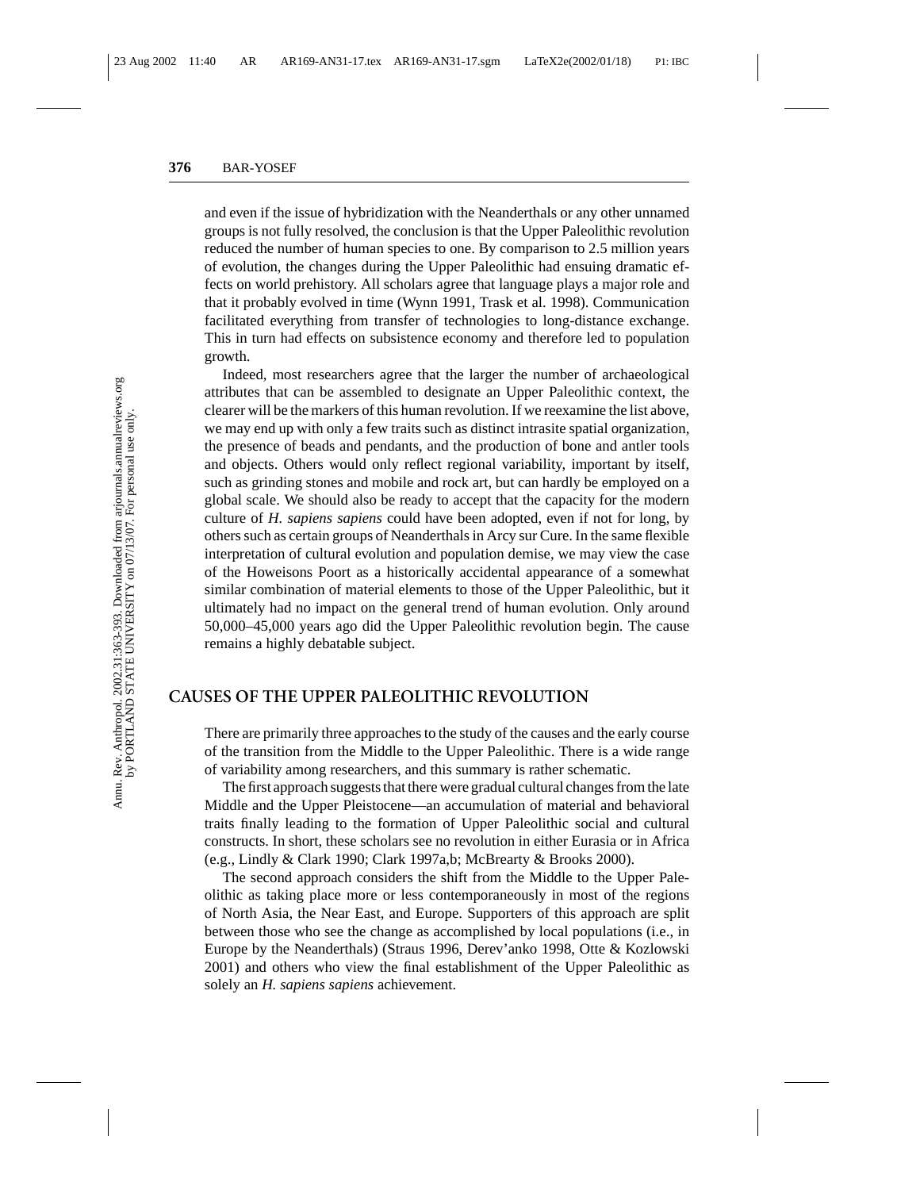and even if the issue of hybridization with the Neanderthals or any other unnamed groups is not fully resolved, the conclusion is that the Upper Paleolithic revolution reduced the number of human species to one. By comparison to 2.5 million years of evolution, the changes during the Upper Paleolithic had ensuing dramatic effects on world prehistory. All scholars agree that language plays a major role and that it probably evolved in time (Wynn 1991, Trask et al. 1998). Communication facilitated everything from transfer of technologies to long-distance exchange. This in turn had effects on subsistence economy and therefore led to population growth.

Indeed, most researchers agree that the larger the number of archaeological attributes that can be assembled to designate an Upper Paleolithic context, the clearer will be the markers of this human revolution. If we reexamine the list above, we may end up with only a few traits such as distinct intrasite spatial organization, the presence of beads and pendants, and the production of bone and antler tools and objects. Others would only reflect regional variability, important by itself, such as grinding stones and mobile and rock art, but can hardly be employed on a global scale. We should also be ready to accept that the capacity for the modern culture of *H. sapiens sapiens* could have been adopted, even if not for long, by others such as certain groups of Neanderthals in Arcy sur Cure. In the same flexible interpretation of cultural evolution and population demise, we may view the case of the Howeisons Poort as a historically accidental appearance of a somewhat similar combination of material elements to those of the Upper Paleolithic, but it ultimately had no impact on the general trend of human evolution. Only around 50,000–45,000 years ago did the Upper Paleolithic revolution begin. The cause remains a highly debatable subject.

## CAUSES OF THE UPPER PALEOLITHIC REVOLUTION

There are primarily three approaches to the study of the causes and the early course of the transition from the Middle to the Upper Paleolithic. There is a wide range of variability among researchers, and this summary is rather schematic.

The first approach suggests that there were gradual cultural changes from the late Middle and the Upper Pleistocene—an accumulation of material and behavioral traits finally leading to the formation of Upper Paleolithic social and cultural constructs. In short, these scholars see no revolution in either Eurasia or in Africa (e.g., Lindly & Clark 1990; Clark 1997a,b; McBrearty & Brooks 2000).

The second approach considers the shift from the Middle to the Upper Paleolithic as taking place more or less contemporaneously in most of the regions of North Asia, the Near East, and Europe. Supporters of this approach are split between those who see the change as accomplished by local populations (i.e., in Europe by the Neanderthals) (Straus 1996, Derev'anko 1998, Otte & Kozlowski 2001) and others who view the final establishment of the Upper Paleolithic as solely an *H. sapiens sapiens* achievement.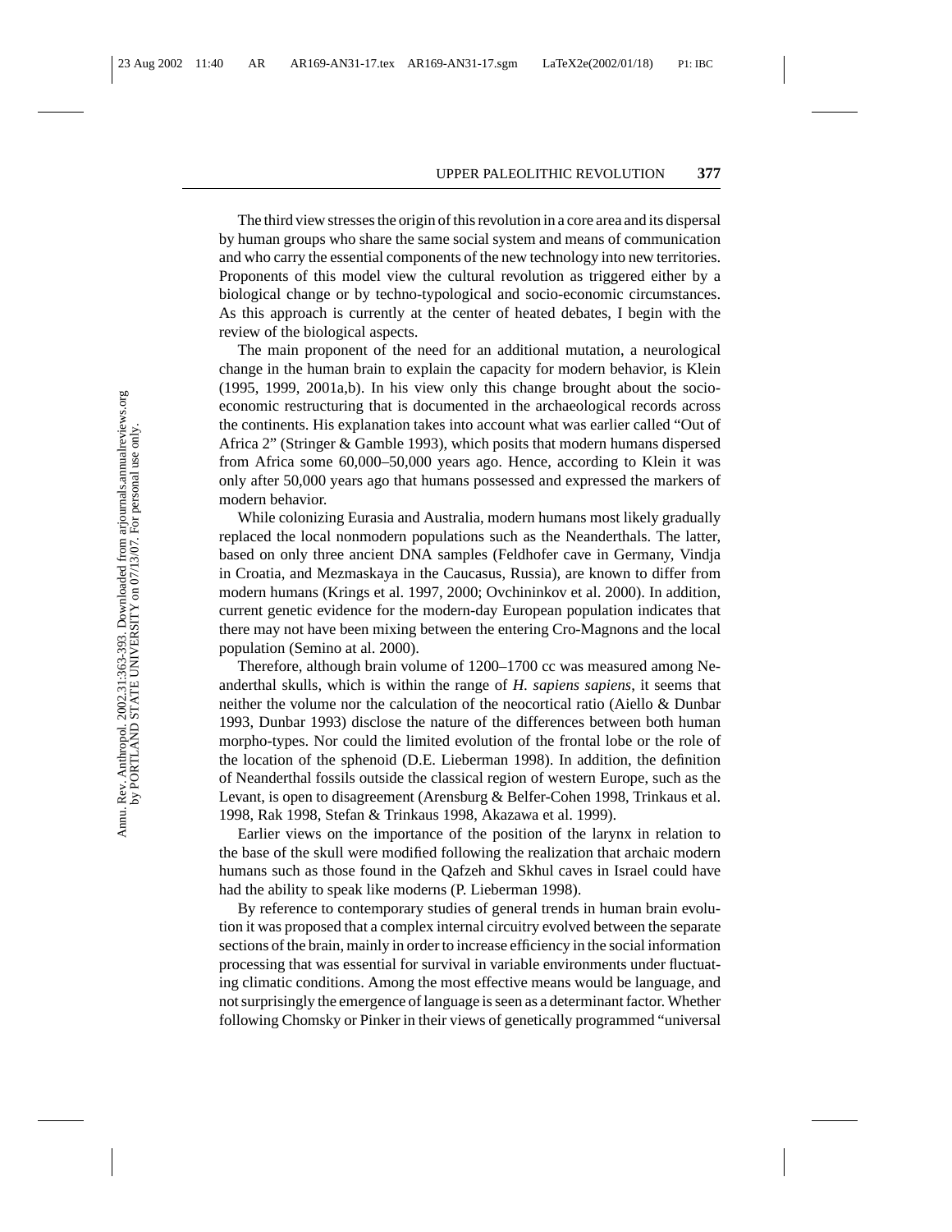The third view stresses the origin of this revolution in a core area and its dispersal by human groups who share the same social system and means of communication and who carry the essential components of the new technology into new territories. Proponents of this model view the cultural revolution as triggered either by a biological change or by techno-typological and socio-economic circumstances. As this approach is currently at the center of heated debates, I begin with the review of the biological aspects.

The main proponent of the need for an additional mutation, a neurological change in the human brain to explain the capacity for modern behavior, is Klein (1995, 1999, 2001a,b). In his view only this change brought about the socio-economic restructuring that is documented in the archaeological records across the continents. His explanation takes into account what was earlier called "Out of Africa 2" (Stringer & Gamble 1993), which posits that modern humans dispersed from Africa some 60,000–50,000 years ago. Hence, according to Klein it was only after 50,000 years ago that humans possessed and expressed the markers of modern behavior.

While colonizing Eurasia and Australia, modern humans most likely gradually replaced the local nonmodern populations such as the Neanderthals. The latter, based on only three ancient DNA samples (Feldhofer cave in Germany, Vindja in Croatia, and Mezmaskaya in the Caucasus, Russia), are known to differ from modern humans (Krings et al. 1997, 2000; Ovchininkov et al. 2000). In addition, current genetic evidence for the modern-day European population indicates that there may not have been mixing between the entering Cro-Magnons and the local population (Semino at al. 2000).

Therefore, although brain volume of 1200–1700 cc was measured among Neanderthal skulls, which is within the range of *H. sapiens sapiens*, it seems that neither the volume nor the calculation of the neocortical ratio (Aiello & Dunbar 1993, Dunbar 1993) disclose the nature of the differences between both human morpho-types. Nor could the limited evolution of the frontal lobe or the role of the location of the sphenoid (D.E. Lieberman 1998). In addition, the definition of Neanderthal fossils outside the classical region of western Europe, such as the Levant, is open to disagreement (Arensburg & Belfer-Cohen 1998, Trinkaus et al. 1998, Rak 1998, Stefan & Trinkaus 1998, Akazawa et al. 1999).

Earlier views on the importance of the position of the larynx in relation to the base of the skull were modified following the realization that archaic modern humans such as those found in the Qafzeh and Skhul caves in Israel could have had the ability to speak like moderns (P. Lieberman 1998).

By reference to contemporary studies of general trends in human brain evolution it was proposed that a complex internal circuitry evolved between the separate sections of the brain, mainly in order to increase efficiency in the social information processing that was essential for survival in variable environments under fluctuating climatic conditions. Among the most effective means would be language, and not surprisingly the emergence of language is seen as a determinant factor. Whether following Chomsky or Pinker in their views of genetically programmed "universal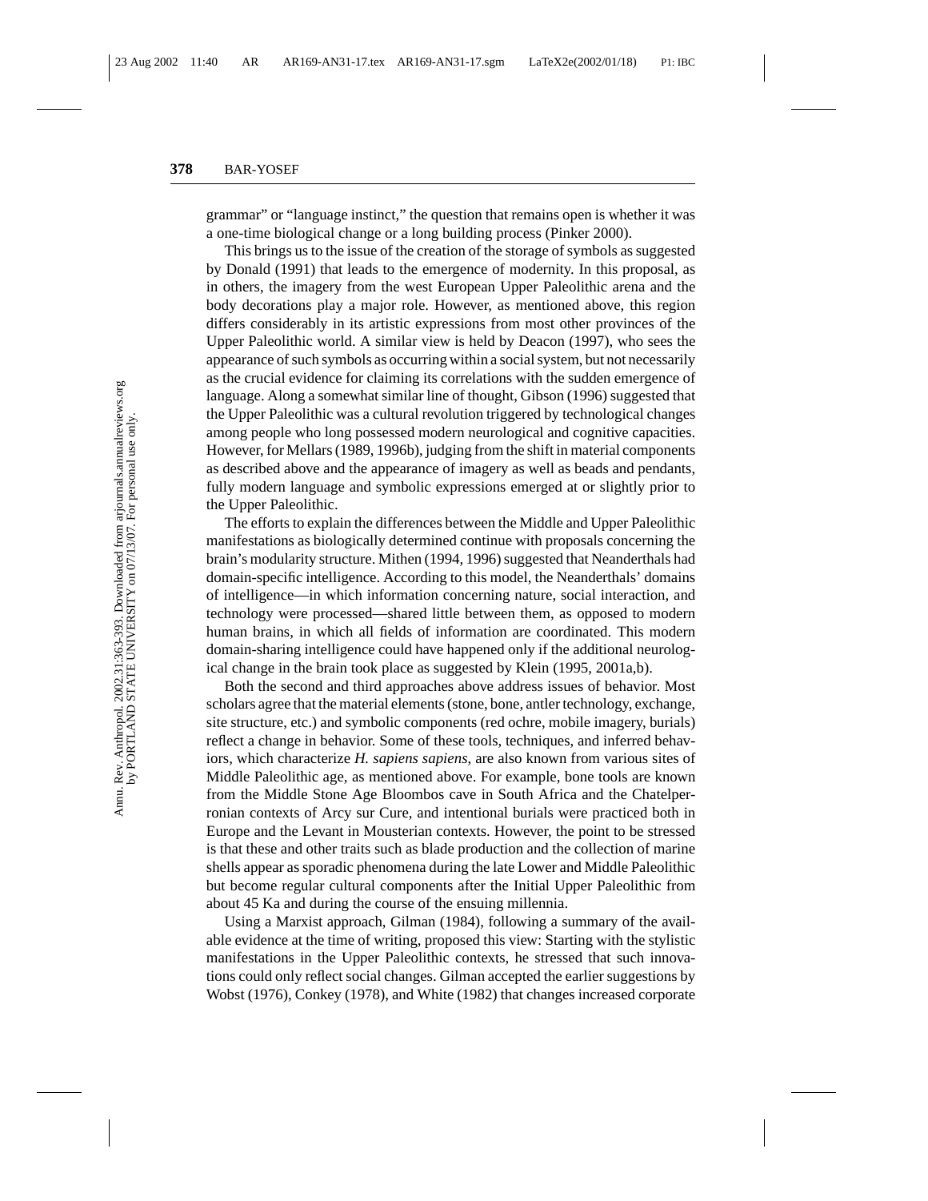grammar" or "language instinct," the question that remains open is whether it was a one-time biological change or a long building process (Pinker 2000).

This brings us to the issue of the creation of the storage of symbols as suggested by Donald (1991) that leads to the emergence of modernity. In this proposal, as in others, the imagery from the west European Upper Paleolithic arena and the body decorations play a major role. However, as mentioned above, this region differs considerably in its artistic expressions from most other provinces of the Upper Paleolithic world. A similar view is held by Deacon (1997), who sees the appearance of such symbols as occurring within a social system, but not necessarily as the crucial evidence for claiming its correlations with the sudden emergence of language. Along a somewhat similar line of thought, Gibson (1996) suggested that the Upper Paleolithic was a cultural revolution triggered by technological changes among people who long possessed modern neurological and cognitive capacities. However, for Mellars (1989, 1996b), judging from the shift in material components as described above and the appearance of imagery as well as beads and pendants, fully modern language and symbolic expressions emerged at or slightly prior to the Upper Paleolithic.

The efforts to explain the differences between the Middle and Upper Paleolithic manifestations as biologically determined continue with proposals concerning the brain's modularity structure. Mithen (1994, 1996) suggested that Neanderthals had domain-specific intelligence. According to this model, the Neanderthals' domains of intelligence—in which information concerning nature, social interaction, and technology were processed—shared little between them, as opposed to modern human brains, in which all fields of information are coordinated. This modern domain-sharing intelligence could have happened only if the additional neurological change in the brain took place as suggested by Klein (1995, 2001a,b).

Both the second and third approaches above address issues of behavior. Most scholars agree that the material elements (stone, bone, antler technology, exchange, site structure, etc.) and symbolic components (red ochre, mobile imagery, burials) reflect a change in behavior. Some of these tools, techniques, and inferred behaviors, which characterize *H. sapiens sapiens*, are also known from various sites of Middle Paleolithic age, as mentioned above. For example, bone tools are known from the Middle Stone Age Bloombos cave in South Africa and the Chatelperronian contexts of Arcy sur Cure, and intentional burials were practiced both in Europe and the Levant in Mousterian contexts. However, the point to be stressed is that these and other traits such as blade production and the collection of marine shells appear as sporadic phenomena during the late Lower and Middle Paleolithic but become regular cultural components after the Initial Upper Paleolithic from about 45 Ka and during the course of the ensuing millennia.

Using a Marxist approach, Gilman (1984), following a summary of the available evidence at the time of writing, proposed this view: Starting with the stylistic manifestations in the Upper Paleolithic contexts, he stressed that such innovations could only reflect social changes. Gilman accepted the earlier suggestions by Wobst (1976), Conkey (1978), and White (1982) that changes increased corporate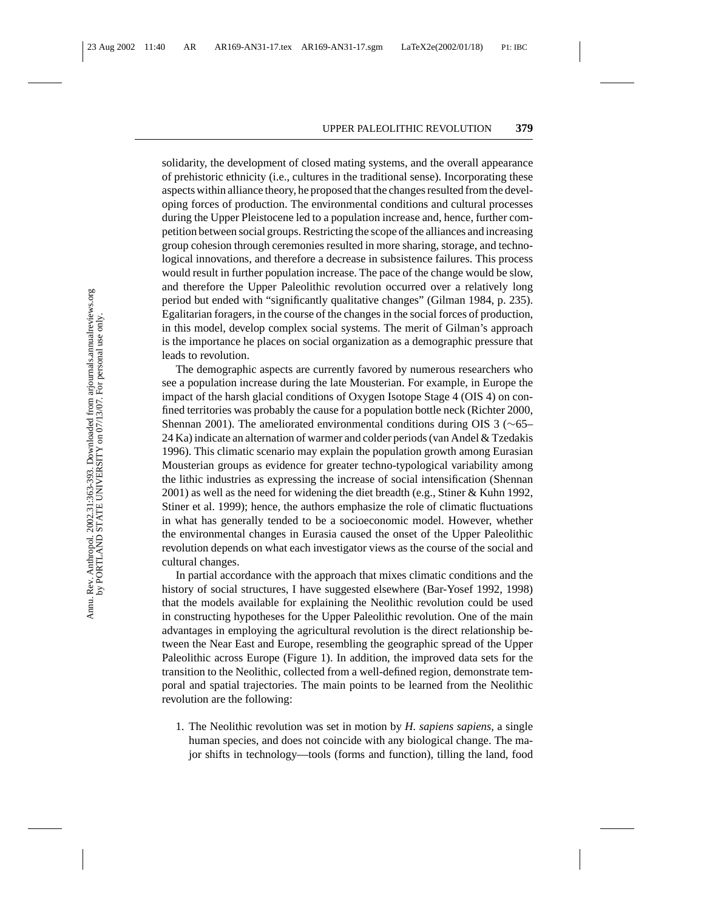solidarity, the development of closed mating systems, and the overall appearance of prehistoric ethnicity (i.e., cultures in the traditional sense). Incorporating these aspects within alliance theory, he proposed that the changes resulted from the developing forces of production. The environmental conditions and cultural processes during the Upper Pleistocene led to a population increase and, hence, further competition between social groups. Restricting the scope of the alliances and increasing group cohesion through ceremonies resulted in more sharing, storage, and technological innovations, and therefore a decrease in subsistence failures. This process would result in further population increase. The pace of the change would be slow, and therefore the Upper Paleolithic revolution occurred over a relatively long period but ended with "significantly qualitative changes" (Gilman 1984, p. 235). Egalitarian foragers, in the course of the changes in the social forces of production, in this model, develop complex social systems. The merit of Gilman's approach is the importance he places on social organization as a demographic pressure that leads to revolution.

The demographic aspects are currently favored by numerous researchers who see a population increase during the late Mousterian. For example, in Europe the impact of the harsh glacial conditions of Oxygen Isotope Stage 4 (OIS 4) on confined territories was probably the cause for a population bottle neck (Richter 2000, Shennan 2001). The ameliorated environmental conditions during OIS 3 (∼65–24 Ka) indicate an alternation of warmer and colder periods (van Andel & Tzedakis 1996). This climatic scenario may explain the population growth among Eurasian Mousterian groups as evidence for greater techno-typological variability among the lithic industries as expressing the increase of social intensification (Shennan 2001) as well as the need for widening the diet breadth (e.g., Stiner & Kuhn 1992, Stiner et al. 1999); hence, the authors emphasize the role of climatic fluctuations in what has generally tended to be a socioeconomic model. However, whether the environmental changes in Eurasia caused the onset of the Upper Paleolithic revolution depends on what each investigator views as the course of the social and cultural changes.

In partial accordance with the approach that mixes climatic conditions and the history of social structures, I have suggested elsewhere (Bar-Yosef 1992, 1998) that the models available for explaining the Neolithic revolution could be used in constructing hypotheses for the Upper Paleolithic revolution. One of the main advantages in employing the agricultural revolution is the direct relationship between the Near East and Europe, resembling the geographic spread of the Upper Paleolithic across Europe (Figure 1). In addition, the improved data sets for the transition to the Neolithic, collected from a well-defined region, demonstrate temporal and spatial trajectories. The main points to be learned from the Neolithic revolution are the following:

1. The Neolithic revolution was set in motion by *H. sapiens sapiens*, a single human species, and does not coincide with any biological change. The major shifts in technology—tools (forms and function), tilling the land, food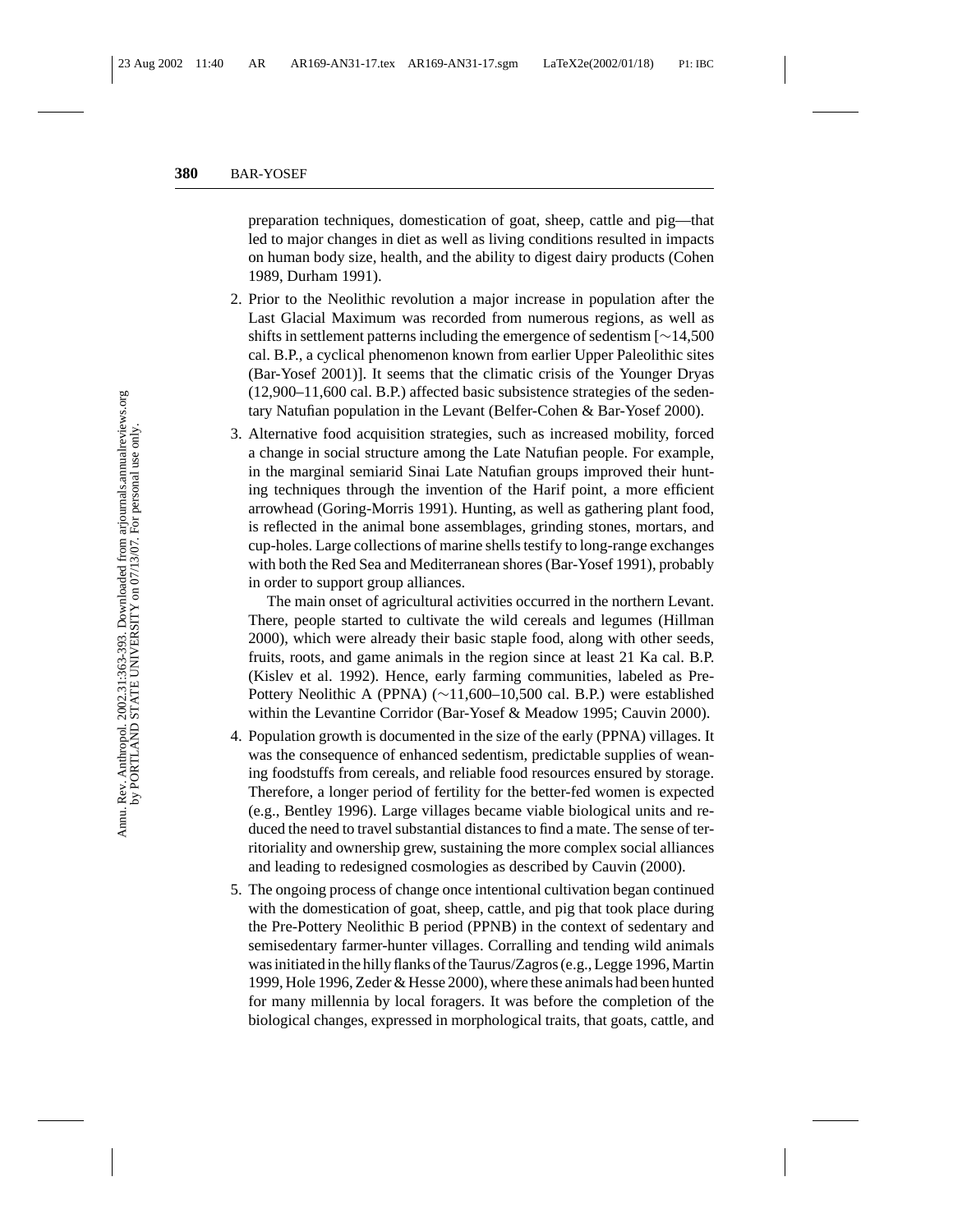preparation techniques, domestication of goat, sheep, cattle and pig—that led to major changes in diet as well as living conditions resulted in impacts on human body size, health, and the ability to digest dairy products (Cohen 1989, Durham 1991).

2. Prior to the Neolithic revolution a major increase in population after the Last Glacial Maximum was recorded from numerous regions, as well as shifts in settlement patterns including the emergence of sedentism [~14,500 cal. B.P., a cyclical phenomenon known from earlier Upper Paleolithic sites (Bar-Yosef 2001)]. It seems that the climatic crisis of the Younger Dryas (12,900–11,600 cal. B.P.) affected basic subsistence strategies of the sedentary Natufian population in the Levant (Belfer-Cohen & Bar-Yosef 2000).

3. Alternative food acquisition strategies, such as increased mobility, forced a change in social structure among the Late Natufian people. For example, in the marginal semiarid Sinai Late Natufian groups improved their hunting techniques through the invention of the Harif point, a more efficient arrowhead (Goring-Morris 1991). Hunting, as well as gathering plant food, is reflected in the animal bone assemblages, grinding stones, mortars, and cup-holes. Large collections of marine shells testify to long-range exchanges with both the Red Sea and Mediterranean shores (Bar-Yosef 1991), probably in order to support group alliances.

   The main onset of agricultural activities occurred in the northern Levant. There, people started to cultivate the wild cereals and legumes (Hillman 2000), which were already their basic staple food, along with other seeds, fruits, roots, and game animals in the region since at least 21 Ka cal. B.P. (Kislev et al. 1992). Hence, early farming communities, labeled as Pre-Pottery Neolithic A (PPNA) (~11,600–10,500 cal. B.P.) were established within the Levantine Corridor (Bar-Yosef & Meadow 1995; Cauvin 2000).

4. Population growth is documented in the size of the early (PPNA) villages. It was the consequence of enhanced sedentism, predictable supplies of weaning foodstuffs from cereals, and reliable food resources ensured by storage. Therefore, a longer period of fertility for the better-fed women is expected (e.g., Bentley 1996). Large villages became viable biological units and reduced the need to travel substantial distances to find a mate. The sense of territoriality and ownership grew, sustaining the more complex social alliances and leading to redesigned cosmologies as described by Cauvin (2000).

5. The ongoing process of change once intentional cultivation began continued with the domestication of goat, sheep, cattle, and pig that took place during the Pre-Pottery Neolithic B period (PPNB) in the context of sedentary and semisedentary farmer-hunter villages. Corralling and tending wild animals was initiated in the hilly flanks of the Taurus/Zagros (e.g., Legge 1996, Martin 1999, Hole 1996, Zeder & Hesse 2000), where these animals had been hunted for many millennia by local foragers. It was before the completion of the biological changes, expressed in morphological traits, that goats, cattle, and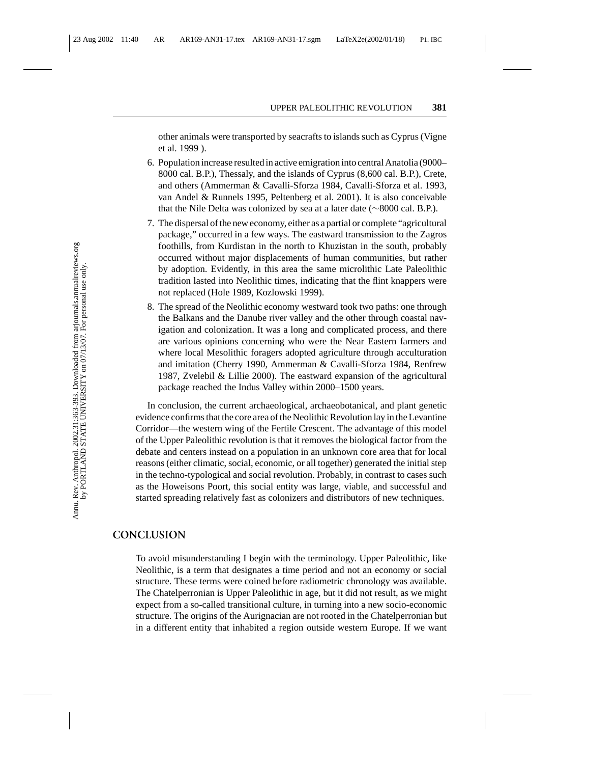other animals were transported by seacrafts to islands such as Cyprus (Vigne et al. 1999 ).

6. Population increase resulted in active emigration into central Anatolia (9000–8000 cal. B.P.), Thessaly, and the islands of Cyprus (8,600 cal. B.P.), Crete, and others (Ammerman & Cavalli-Sforza 1984, Cavalli-Sforza et al. 1993, van Andel & Runnels 1995, Peltenberg et al. 2001). It is also conceivable that the Nile Delta was colonized by sea at a later date (~8000 cal. B.P.).
7. The dispersal of the new economy, either as a partial or complete "agricultural package," occurred in a few ways. The eastward transmission to the Zagros foothills, from Kurdistan in the north to Khuzistan in the south, probably occurred without major displacements of human communities, but rather by adoption. Evidently, in this area the same microlithic Late Paleolithic tradition lasted into Neolithic times, indicating that the flint knappers were not replaced (Hole 1989, Kozlowski 1999).
8. The spread of the Neolithic economy westward took two paths: one through the Balkans and the Danube river valley and the other through coastal navigation and colonization. It was a long and complicated process, and there are various opinions concerning who were the Near Eastern farmers and where local Mesolithic foragers adopted agriculture through acculturation and imitation (Cherry 1990, Ammerman & Cavalli-Sforza 1984, Renfrew 1987, Zvelebil & Lillie 2000). The eastward expansion of the agricultural package reached the Indus Valley within 2000–1500 years.

In conclusion, the current archaeological, archaeobotanical, and plant genetic evidence confirms that the core area of the Neolithic Revolution lay in the Levantine Corridor—the western wing of the Fertile Crescent. The advantage of this model of the Upper Paleolithic revolution is that it removes the biological factor from the debate and centers instead on a population in an unknown core area that for local reasons (either climatic, social, economic, or all together) generated the initial step in the techno-typological and social revolution. Probably, in contrast to cases such as the Howeisons Poort, this social entity was large, viable, and successful and started spreading relatively fast as colonizers and distributors of new techniques.

## CONCLUSION

To avoid misunderstanding I begin with the terminology. Upper Paleolithic, like Neolithic, is a term that designates a time period and not an economy or social structure. These terms were coined before radiometric chronology was available. The Chatelperronian is Upper Paleolithic in age, but it did not result, as we might expect from a so-called transitional culture, in turning into a new socio-economic structure. The origins of the Aurignacian are not rooted in the Chatelperronian but in a different entity that inhabited a region outside western Europe. If we want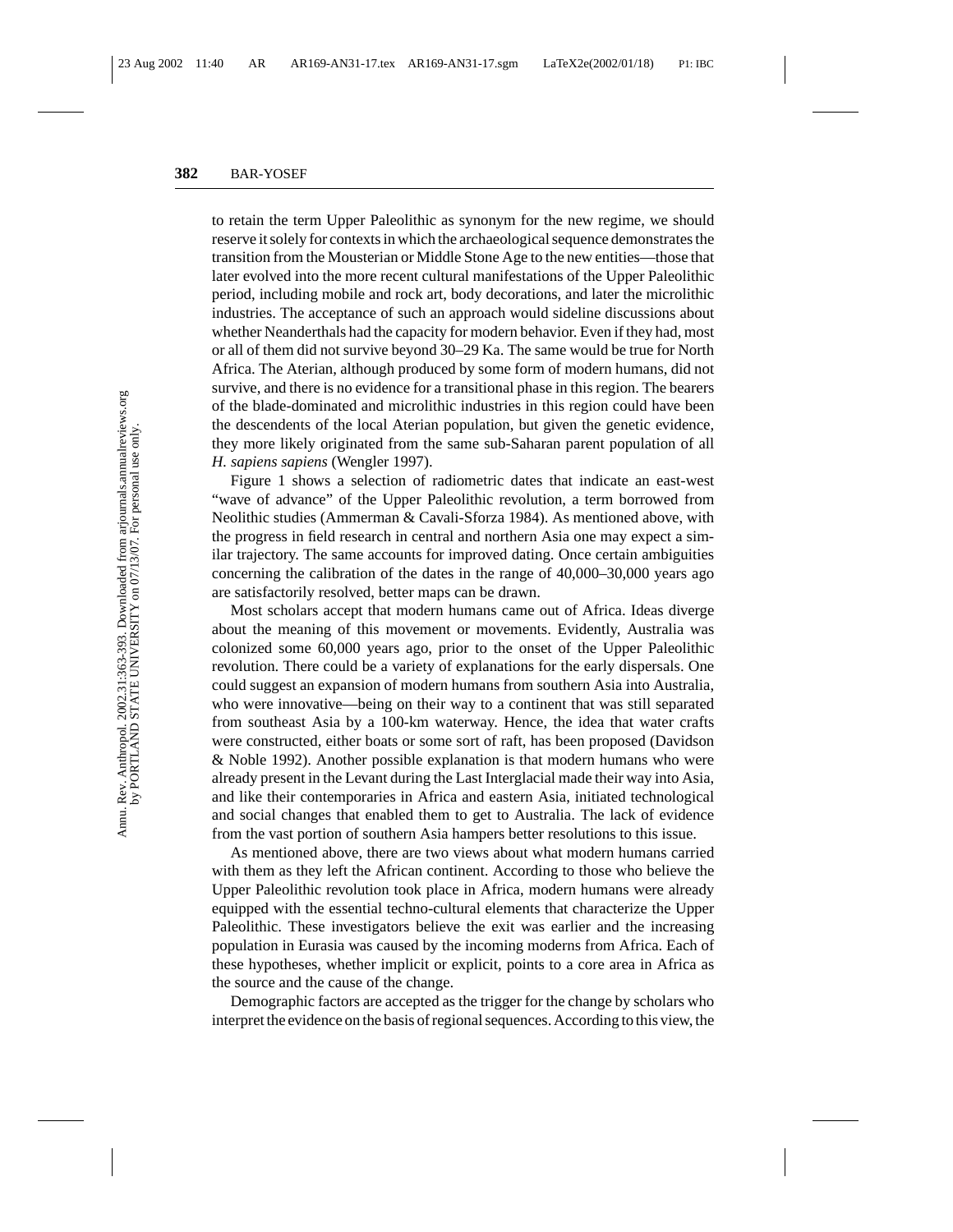to retain the term Upper Paleolithic as synonym for the new regime, we should reserve it solely for contexts in which the archaeological sequence demonstrates the transition from the Mousterian or Middle Stone Age to the new entities—those that later evolved into the more recent cultural manifestations of the Upper Paleolithic period, including mobile and rock art, body decorations, and later the microlithic industries. The acceptance of such an approach would sideline discussions about whether Neanderthals had the capacity for modern behavior. Even if they had, most or all of them did not survive beyond 30–29 Ka. The same would be true for North Africa. The Aterian, although produced by some form of modern humans, did not survive, and there is no evidence for a transitional phase in this region. The bearers of the blade-dominated and microlithic industries in this region could have been the descendents of the local Aterian population, but given the genetic evidence, they more likely originated from the same sub-Saharan parent population of all *H. sapiens sapiens* (Wengler 1997).

Figure 1 shows a selection of radiometric dates that indicate an east-west "wave of advance" of the Upper Paleolithic revolution, a term borrowed from Neolithic studies (Ammerman & Cavali-Sforza 1984). As mentioned above, with the progress in field research in central and northern Asia one may expect a similar trajectory. The same accounts for improved dating. Once certain ambiguities concerning the calibration of the dates in the range of 40,000–30,000 years ago are satisfactorily resolved, better maps can be drawn.

Most scholars accept that modern humans came out of Africa. Ideas diverge about the meaning of this movement or movements. Evidently, Australia was colonized some 60,000 years ago, prior to the onset of the Upper Paleolithic revolution. There could be a variety of explanations for the early dispersals. One could suggest an expansion of modern humans from southern Asia into Australia, who were innovative—being on their way to a continent that was still separated from southeast Asia by a 100-km waterway. Hence, the idea that water crafts were constructed, either boats or some sort of raft, has been proposed (Davidson & Noble 1992). Another possible explanation is that modern humans who were already present in the Levant during the Last Interglacial made their way into Asia, and like their contemporaries in Africa and eastern Asia, initiated technological and social changes that enabled them to get to Australia. The lack of evidence from the vast portion of southern Asia hampers better resolutions to this issue.

As mentioned above, there are two views about what modern humans carried with them as they left the African continent. According to those who believe the Upper Paleolithic revolution took place in Africa, modern humans were already equipped with the essential techno-cultural elements that characterize the Upper Paleolithic. These investigators believe the exit was earlier and the increasing population in Eurasia was caused by the incoming moderns from Africa. Each of these hypotheses, whether implicit or explicit, points to a core area in Africa as the source and the cause of the change.

Demographic factors are accepted as the trigger for the change by scholars who interpret the evidence on the basis of regional sequences. According to this view, the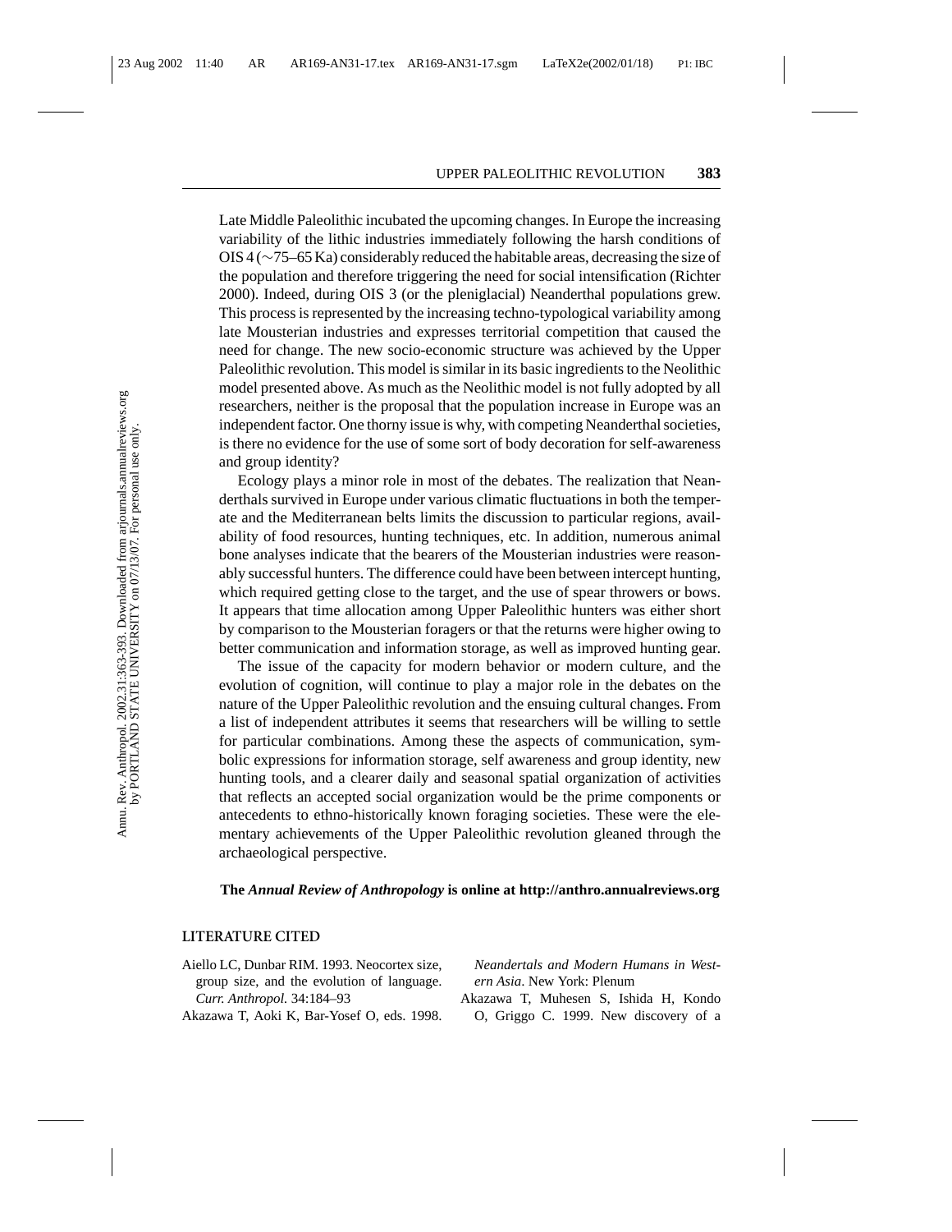Late Middle Paleolithic incubated the upcoming changes. In Europe the increasing variability of the lithic industries immediately following the harsh conditions of OIS 4 (~75–65 Ka) considerably reduced the habitable areas, decreasing the size of the population and therefore triggering the need for social intensification (Richter 2000). Indeed, during OIS 3 (or the pleniglacial) Neanderthal populations grew. This process is represented by the increasing techno-typological variability among late Mousterian industries and expresses territorial competition that caused the need for change. The new socio-economic structure was achieved by the Upper Paleolithic revolution. This model is similar in its basic ingredients to the Neolithic model presented above. As much as the Neolithic model is not fully adopted by all researchers, neither is the proposal that the population increase in Europe was an independent factor. One thorny issue is why, with competing Neanderthal societies, is there no evidence for the use of some sort of body decoration for self-awareness and group identity?

Ecology plays a minor role in most of the debates. The realization that Neanderthals survived in Europe under various climatic fluctuations in both the temperate and the Mediterranean belts limits the discussion to particular regions, availability of food resources, hunting techniques, etc. In addition, numerous animal bone analyses indicate that the bearers of the Mousterian industries were reasonably successful hunters. The difference could have been between intercept hunting, which required getting close to the target, and the use of spear throwers or bows. It appears that time allocation among Upper Paleolithic hunters was either short by comparison to the Mousterian foragers or that the returns were higher owing to better communication and information storage, as well as improved hunting gear.

The issue of the capacity for modern behavior or modern culture, and the evolution of cognition, will continue to play a major role in the debates on the nature of the Upper Paleolithic revolution and the ensuing cultural changes. From a list of independent attributes it seems that researchers will be willing to settle for particular combinations. Among these the aspects of communication, symbolic expressions for information storage, self awareness and group identity, new hunting tools, and a clearer daily and seasonal spatial organization of activities that reflects an accepted social organization would be the prime components or antecedents to ethno-historically known foraging societies. These were the elementary achievements of the Upper Paleolithic revolution gleaned through the archaeological perspective.

**The *Annual Review of Anthropology* is online at http://anthro.annualreviews.org**

## LITERATURE CITED

Aiello LC, Dunbar RIM. 1993. Neocortex size, group size, and the evolution of language. *Curr. Anthropol.* 34:184–93

Akazawa T, Aoki K, Bar-Yosef O, eds. 1998. *Neandertals and Modern Humans in Western Asia*. New York: Plenum

Akazawa T, Muhesen S, Ishida H, Kondo O, Griggo C. 1999. New discovery of a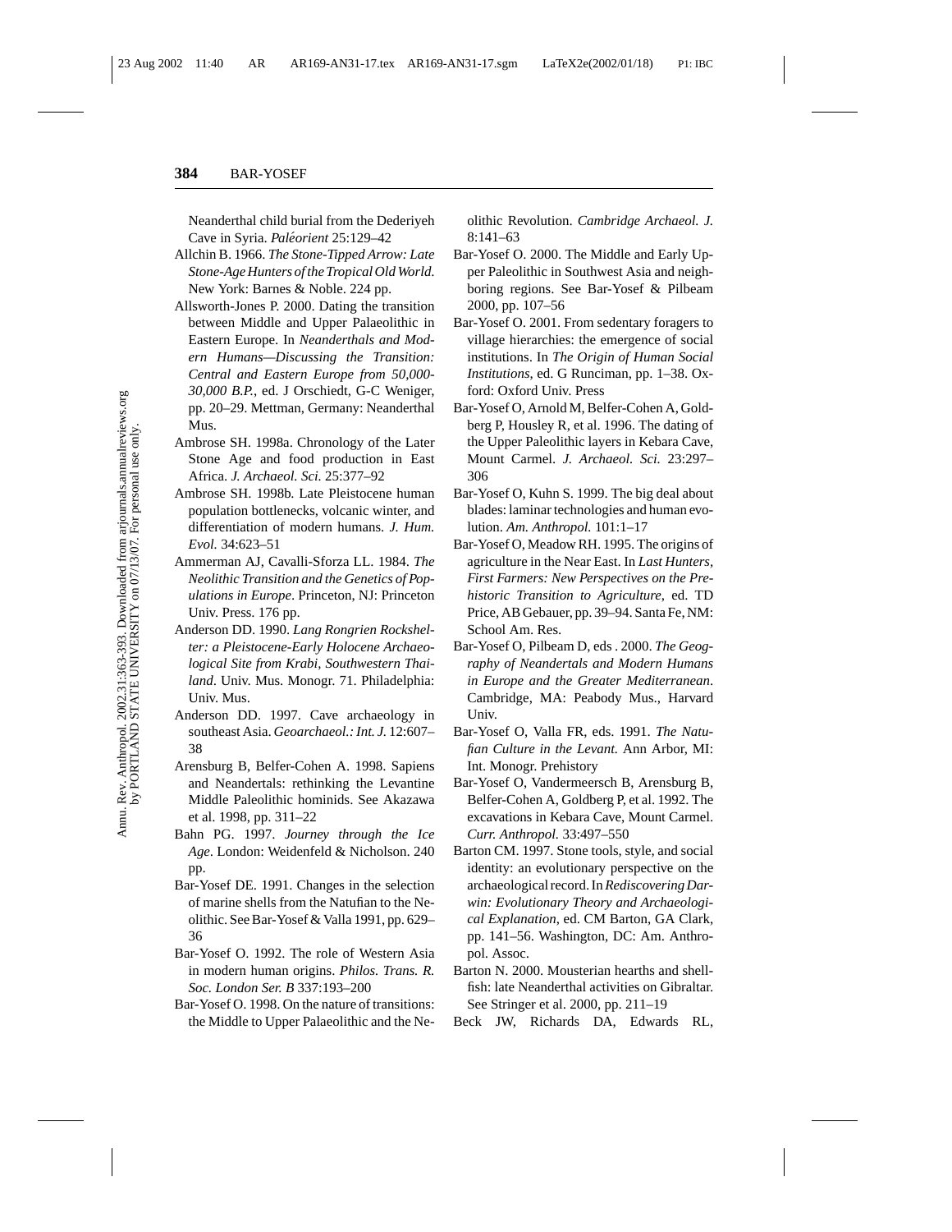Neanderthal child burial from the Dederiyeh Cave in Syria. *Paléorient* 25:129–42

Allchin B. 1966. *The Stone-Tipped Arrow: Late Stone-Age Hunters of the Tropical Old World*. New York: Barnes & Noble. 224 pp.

Allsworth-Jones P. 2000. Dating the transition between Middle and Upper Palaeolithic in Eastern Europe. In *Neanderthals and Modern Humans—Discussing the Transition: Central and Eastern Europe from 50,000-30,000 B.P.*, ed. J Orschiedt, G-C Weniger, pp. 20–29. Mettman, Germany: Neanderthal Mus.

Ambrose SH. 1998a. Chronology of the Later Stone Age and food production in East Africa. *J. Archaeol. Sci.* 25:377–92

Ambrose SH. 1998b. Late Pleistocene human population bottlenecks, volcanic winter, and differentiation of modern humans. *J. Hum. Evol.* 34:623–51

Ammerman AJ, Cavalli-Sforza LL. 1984. *The Neolithic Transition and the Genetics of Populations in Europe*. Princeton, NJ: Princeton Univ. Press. 176 pp.

Anderson DD. 1990. *Lang Rongrien Rockshelter: a Pleistocene-Early Holocene Archaeological Site from Krabi, Southwestern Thailand*. Univ. Mus. Monogr. 71. Philadelphia: Univ. Mus.

Anderson DD. 1997. Cave archaeology in southeast Asia. *Geoarchaeol.: Int. J.* 12:607–38

Arensburg B, Belfer-Cohen A. 1998. Sapiens and Neandertals: rethinking the Levantine Middle Paleolithic hominids. See Akazawa et al. 1998, pp. 311–22

Bahn PG. 1997. *Journey through the Ice Age*. London: Weidenfeld & Nicholson. 240 pp.

Bar-Yosef DE. 1991. Changes in the selection of marine shells from the Natufian to the Neolithic. See Bar-Yosef & Valla 1991, pp. 629–36

Bar-Yosef O. 1992. The role of Western Asia in modern human origins. *Philos. Trans. R. Soc. London Ser. B* 337:193–200

Bar-Yosef O. 1998. On the nature of transitions: the Middle to Upper Palaeolithic and the Neolithic Revolution. *Cambridge Archaeol. J.* 8:141–63

Bar-Yosef O. 2000. The Middle and Early Upper Paleolithic in Southwest Asia and neighboring regions. See Bar-Yosef & Pilbeam 2000, pp. 107–56

Bar-Yosef O. 2001. From sedentary foragers to village hierarchies: the emergence of social institutions. In *The Origin of Human Social Institutions*, ed. G Runciman, pp. 1–38. Oxford: Oxford Univ. Press

Bar-Yosef O, Arnold M, Belfer-Cohen A, Goldberg P, Housley R, et al. 1996. The dating of the Upper Paleolithic layers in Kebara Cave, Mount Carmel. *J. Archaeol. Sci.* 23:297–306

Bar-Yosef O, Kuhn S. 1999. The big deal about blades: laminar technologies and human evolution. *Am. Anthropol.* 101:1–17

Bar-Yosef O, Meadow RH. 1995. The origins of agriculture in the Near East. In *Last Hunters, First Farmers: New Perspectives on the Prehistoric Transition to Agriculture*, ed. TD Price, AB Gebauer, pp. 39–94. Santa Fe, NM: School Am. Res.

Bar-Yosef O, Pilbeam D, eds . 2000. *The Geography of Neandertals and Modern Humans in Europe and the Greater Mediterranean*. Cambridge, MA: Peabody Mus., Harvard Univ.

Bar-Yosef O, Valla FR, eds. 1991. *The Natufian Culture in the Levant*. Ann Arbor, MI: Int. Monogr. Prehistory

Bar-Yosef O, Vandermeersch B, Arensburg B, Belfer-Cohen A, Goldberg P, et al. 1992. The excavations in Kebara Cave, Mount Carmel. *Curr. Anthropol.* 33:497–550

Barton CM. 1997. Stone tools, style, and social identity: an evolutionary perspective on the archaeological record. In *Rediscovering Darwin: Evolutionary Theory and Archaeological Explanation*, ed. CM Barton, GA Clark, pp. 141–56. Washington, DC: Am. Anthropol. Assoc.

Barton N. 2000. Mousterian hearths and shellfish: late Neanderthal activities on Gibraltar. See Stringer et al. 2000, pp. 211–19

Beck JW, Richards DA, Edwards RL,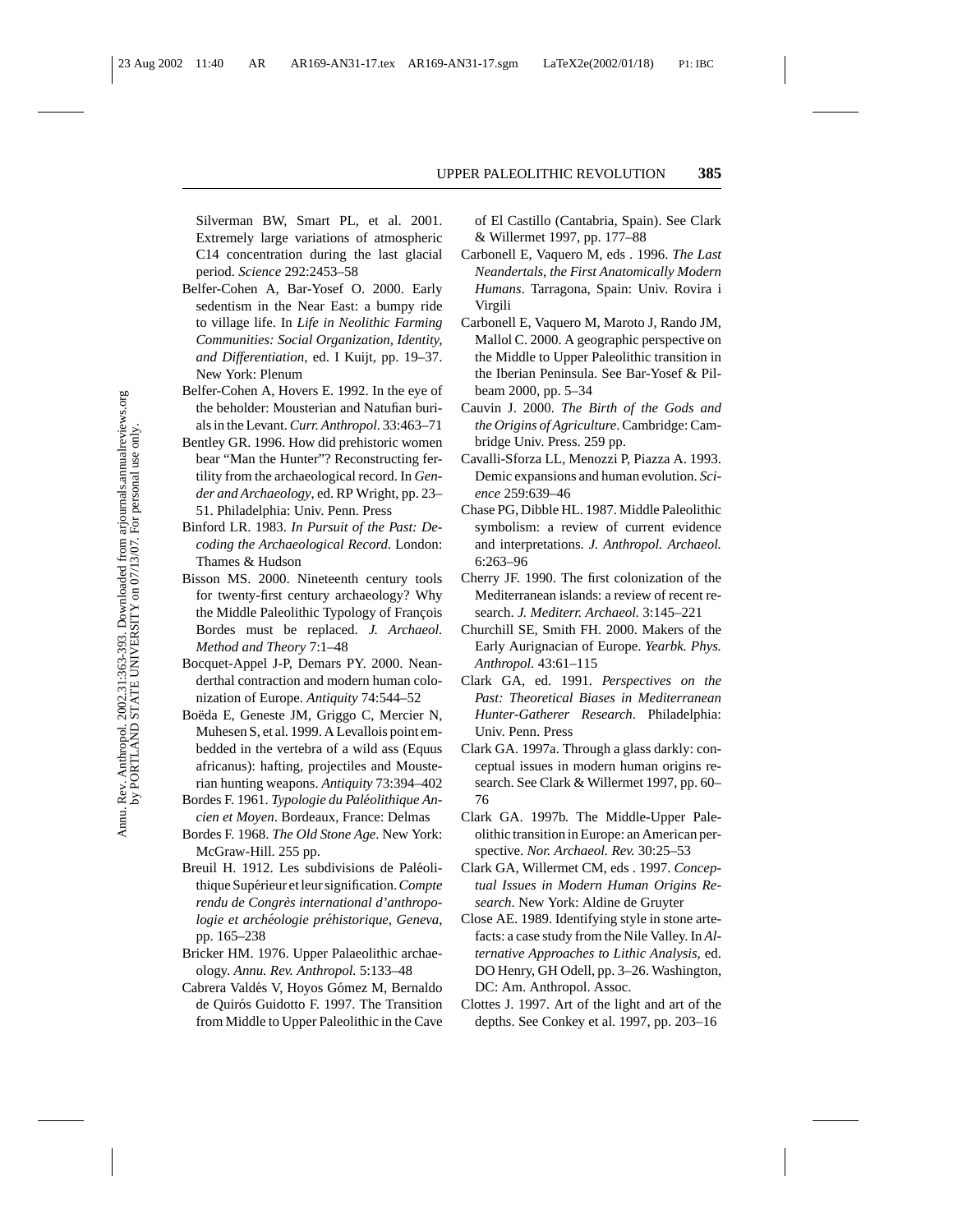Silverman BW, Smart PL, et al. 2001. Extremely large variations of atmospheric C14 concentration during the last glacial period. *Science* 292:2453–58

Belfer-Cohen A, Bar-Yosef O. 2000. Early sedentism in the Near East: a bumpy ride to village life. In *Life in Neolithic Farming Communities: Social Organization, Identity, and Differentiation*, ed. I Kuijt, pp. 19–37. New York: Plenum

Belfer-Cohen A, Hovers E. 1992. In the eye of the beholder: Mousterian and Natufian burials in the Levant. *Curr. Anthropol.* 33:463–71

Bentley GR. 1996. How did prehistoric women bear "Man the Hunter"? Reconstructing fertility from the archaeological record. In *Gender and Archaeology*, ed. RP Wright, pp. 23–51. Philadelphia: Univ. Penn. Press

Binford LR. 1983. *In Pursuit of the Past: Decoding the Archaeological Record*. London: Thames & Hudson

Bisson MS. 2000. Nineteenth century tools for twenty-first century archaeology? Why the Middle Paleolithic Typology of François Bordes must be replaced. *J. Archaeol. Method and Theory* 7:1–48

Bocquet-Appel J-P, Demars PY. 2000. Neanderthal contraction and modern human colonization of Europe. *Antiquity* 74:544–52

Boëda E, Geneste JM, Griggo C, Mercier N, Muhesen S, et al. 1999. A Levallois point embedded in the vertebra of a wild ass (Equus africanus): hafting, projectiles and Mousterian hunting weapons. *Antiquity* 73:394–402

Bordes F. 1961. *Typologie du Paléolithique Ancien et Moyen*. Bordeaux, France: Delmas

Bordes F. 1968. *The Old Stone Age*. New York: McGraw-Hill. 255 pp.

Breuil H. 1912. Les subdivisions de Paléolithique Supérieur et leur signification. *Compte rendu de Congrès international d'anthropologie et archéologie préhistorique, Geneva*, pp. 165–238

Bricker HM. 1976. Upper Palaeolithic archaeology. *Annu. Rev. Anthropol.* 5:133–48

Cabrera Valdés V, Hoyos Gómez M, Bernaldo de Quirós Guidotto F. 1997. The Transition from Middle to Upper Paleolithic in the Cave of El Castillo (Cantabria, Spain). See Clark & Willermet 1997, pp. 177–88

Carbonell E, Vaquero M, eds . 1996. *The Last Neandertals, the First Anatomically Modern Humans*. Tarragona, Spain: Univ. Rovira i Virgili

Carbonell E, Vaquero M, Maroto J, Rando JM, Mallol C. 2000. A geographic perspective on the Middle to Upper Paleolithic transition in the Iberian Peninsula. See Bar-Yosef & Pilbeam 2000, pp. 5–34

Cauvin J. 2000. *The Birth of the Gods and the Origins of Agriculture*. Cambridge: Cambridge Univ. Press. 259 pp.

Cavalli-Sforza LL, Menozzi P, Piazza A. 1993. Demic expansions and human evolution. *Science* 259:639–46

Chase PG, Dibble HL. 1987. Middle Paleolithic symbolism: a review of current evidence and interpretations. *J. Anthropol. Archaeol.* 6:263–96

Cherry JF. 1990. The first colonization of the Mediterranean islands: a review of recent research. *J. Mediterr. Archaeol.* 3:145–221

Churchill SE, Smith FH. 2000. Makers of the Early Aurignacian of Europe. *Yearbk. Phys. Anthropol.* 43:61–115

Clark GA, ed. 1991. *Perspectives on the Past: Theoretical Biases in Mediterranean Hunter-Gatherer Research*. Philadelphia: Univ. Penn. Press

Clark GA. 1997a. Through a glass darkly: conceptual issues in modern human origins research. See Clark & Willermet 1997, pp. 60–76

Clark GA. 1997b. The Middle-Upper Paleolithic transition in Europe: an American perspective. *Nor. Archaeol. Rev.* 30:25–53

Clark GA, Willermet CM, eds . 1997. *Conceptual Issues in Modern Human Origins Research*. New York: Aldine de Gruyter

Close AE. 1989. Identifying style in stone artefacts: a case study from the Nile Valley. In *Alternative Approaches to Lithic Analysis*, ed. DO Henry, GH Odell, pp. 3–26. Washington, DC: Am. Anthropol. Assoc.

Clottes J. 1997. Art of the light and art of the depths. See Conkey et al. 1997, pp. 203–16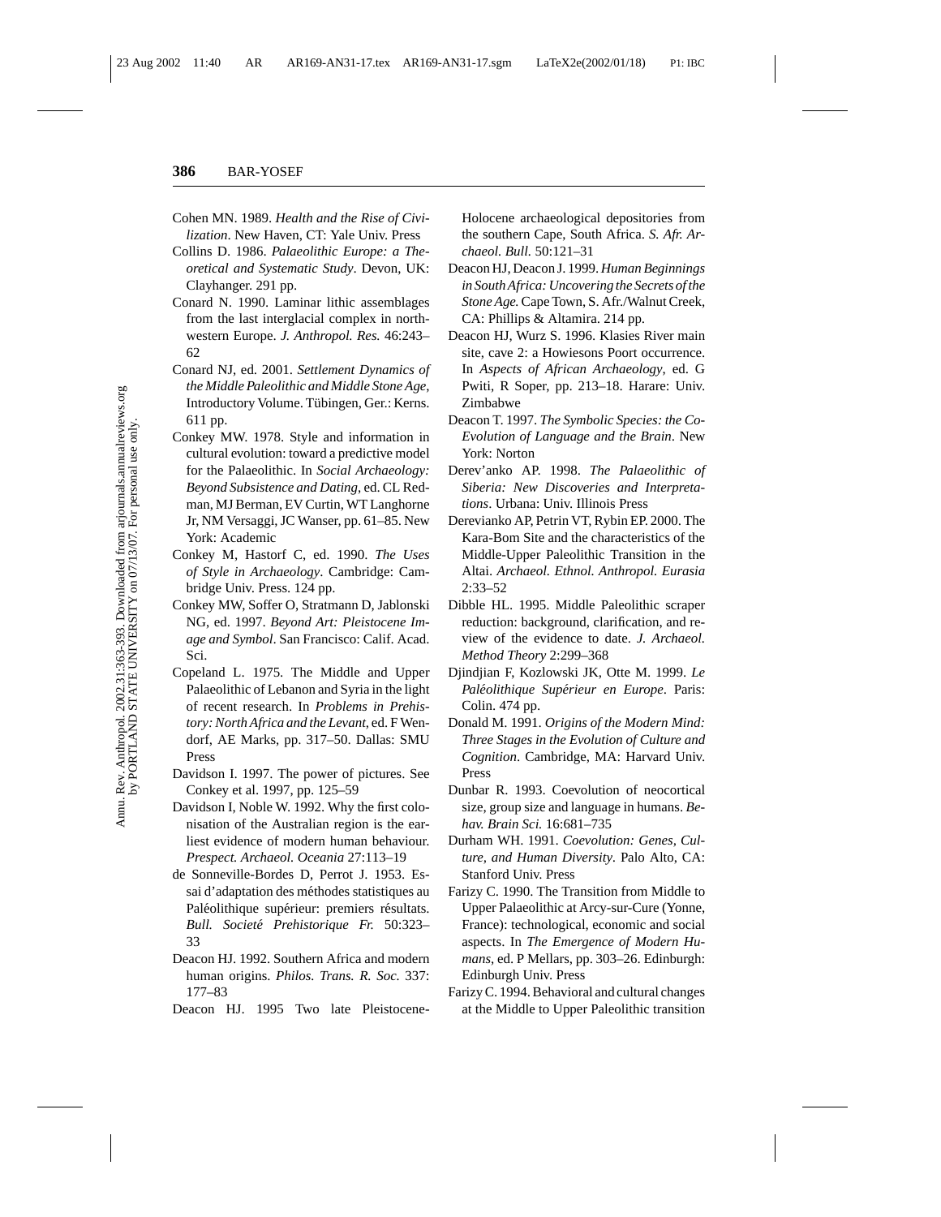Cohen MN. 1989. *Health and the Rise of Civilization*. New Haven, CT: Yale Univ. Press

Collins D. 1986. *Palaeolithic Europe: a Theoretical and Systematic Study*. Devon, UK: Clayhanger. 291 pp.

Conard N. 1990. Laminar lithic assemblages from the last interglacial complex in northwestern Europe. *J. Anthropol. Res.* 46:243–62

Conard NJ, ed. 2001. *Settlement Dynamics of the Middle Paleolithic and Middle Stone Age*, Introductory Volume. Tübingen, Ger.: Kerns. 611 pp.

Conkey MW. 1978. Style and information in cultural evolution: toward a predictive model for the Palaeolithic. In *Social Archaeology: Beyond Subsistence and Dating*, ed. CL Redman, MJ Berman, EV Curtin, WT Langhorne Jr, NM Versaggi, JC Wanser, pp. 61–85. New York: Academic

Conkey M, Hastorf C, ed. 1990. *The Uses of Style in Archaeology*. Cambridge: Cambridge Univ. Press. 124 pp.

Conkey MW, Soffer O, Stratmann D, Jablonski NG, ed. 1997. *Beyond Art: Pleistocene Image and Symbol*. San Francisco: Calif. Acad. Sci.

Copeland L. 1975. The Middle and Upper Palaeolithic of Lebanon and Syria in the light of recent research. In *Problems in Prehistory: North Africa and the Levant*, ed. F Wendorf, AE Marks, pp. 317–50. Dallas: SMU Press

Davidson I. 1997. The power of pictures. See Conkey et al. 1997, pp. 125–59

Davidson I, Noble W. 1992. Why the first colonisation of the Australian region is the earliest evidence of modern human behaviour. *Prespect. Archaeol. Oceania* 27:113–19

de Sonneville-Bordes D, Perrot J. 1953. Essai d'adaptation des méthodes statistiques au Paléolithique supérieur: premiers résultats. *Bull. Societé Prehistorique Fr.* 50:323–33

Deacon HJ. 1992. Southern Africa and modern human origins. *Philos. Trans. R. Soc.* 337: 177–83

Deacon HJ. 1995 Two late Pleistocene-Holocene archaeological depositories from the southern Cape, South Africa. *S. Afr. Archaeol. Bull.* 50:121–31

Deacon HJ, Deacon J. 1999. *Human Beginnings in South Africa: Uncovering the Secrets of the Stone Age.* Cape Town, S. Afr./Walnut Creek, CA: Phillips & Altamira. 214 pp.

Deacon HJ, Wurz S. 1996. Klasies River main site, cave 2: a Howiesons Poort occurrence. In *Aspects of African Archaeology*, ed. G Pwiti, R Soper, pp. 213–18. Harare: Univ. Zimbabwe

Deacon T. 1997. *The Symbolic Species: the Co-Evolution of Language and the Brain*. New York: Norton

Derev'anko AP. 1998. *The Palaeolithic of Siberia: New Discoveries and Interpretations*. Urbana: Univ. Illinois Press

Derevianko AP, Petrin VT, Rybin EP. 2000. The Kara-Bom Site and the characteristics of the Middle-Upper Paleolithic Transition in the Altai. *Archaeol. Ethnol. Anthropol. Eurasia* 2:33–52

Dibble HL. 1995. Middle Paleolithic scraper reduction: background, clarification, and review of the evidence to date. *J. Archaeol. Method Theory* 2:299–368

Djindjian F, Kozlowski JK, Otte M. 1999. *Le Paléolithique Supérieur en Europe*. Paris: Colin. 474 pp.

Donald M. 1991. *Origins of the Modern Mind: Three Stages in the Evolution of Culture and Cognition*. Cambridge, MA: Harvard Univ. Press

Dunbar R. 1993. Coevolution of neocortical size, group size and language in humans. *Behav. Brain Sci.* 16:681–735

Durham WH. 1991. *Coevolution: Genes, Culture, and Human Diversity*. Palo Alto, CA: Stanford Univ. Press

Farizy C. 1990. The Transition from Middle to Upper Palaeolithic at Arcy-sur-Cure (Yonne, France): technological, economic and social aspects. In *The Emergence of Modern Humans*, ed. P Mellars, pp. 303–26. Edinburgh: Edinburgh Univ. Press

Farizy C. 1994. Behavioral and cultural changes at the Middle to Upper Paleolithic transition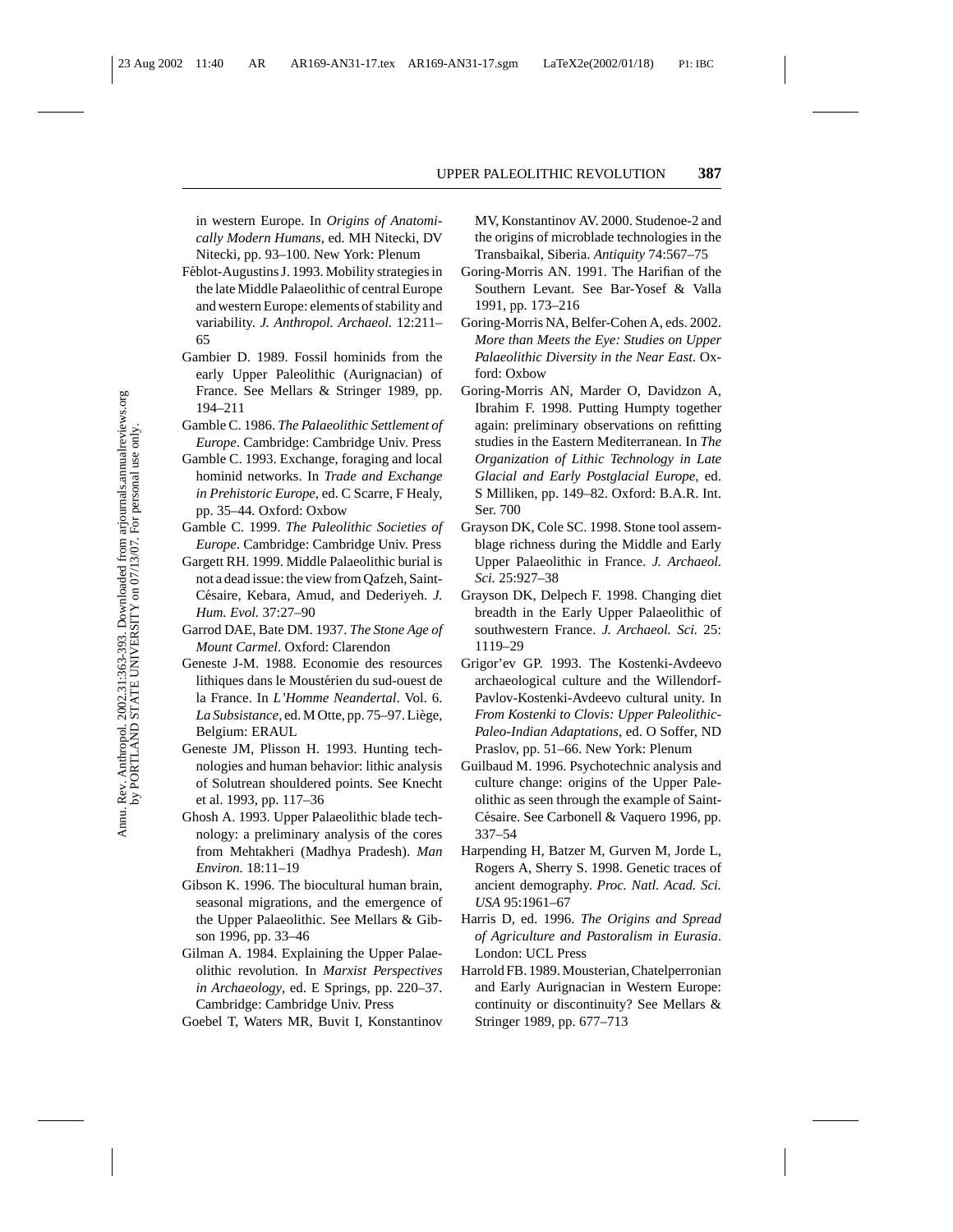in western Europe. In *Origins of Anatomically Modern Humans*, ed. MH Nitecki, DV Nitecki, pp. 93–100. New York: Plenum

Féblot-Augustins J. 1993. Mobility strategies in the late Middle Palaeolithic of central Europe and western Europe: elements of stability and variability. *J. Anthropol. Archaeol.* 12:211–65

Gambier D. 1989. Fossil hominids from the early Upper Paleolithic (Aurignacian) of France. See Mellars & Stringer 1989, pp. 194–211

Gamble C. 1986. *The Palaeolithic Settlement of Europe*. Cambridge: Cambridge Univ. Press

Gamble C. 1993. Exchange, foraging and local hominid networks. In *Trade and Exchange in Prehistoric Europe*, ed. C Scarre, F Healy, pp. 35–44. Oxford: Oxbow

Gamble C. 1999. *The Paleolithic Societies of Europe*. Cambridge: Cambridge Univ. Press

Gargett RH. 1999. Middle Palaeolithic burial is not a dead issue: the view from Qafzeh, Saint-Césaire, Kebara, Amud, and Dederiyeh. *J. Hum. Evol.* 37:27–90

Garrod DAE, Bate DM. 1937. *The Stone Age of Mount Carmel*. Oxford: Clarendon

Geneste J-M. 1988. Economie des resources lithiques dans le Moustérien du sud-ouest de la France. In *L'Homme Neandertal*. Vol. 6. *La Subsistance*, ed. M Otte, pp. 75–97. Liège, Belgium: ERAUL

Geneste JM, Plisson H. 1993. Hunting technologies and human behavior: lithic analysis of Solutrean shouldered points. See Knecht et al. 1993, pp. 117–36

Ghosh A. 1993. Upper Palaeolithic blade technology: a preliminary analysis of the cores from Mehtakheri (Madhya Pradesh). *Man Environ.* 18:11–19

Gibson K. 1996. The biocultural human brain, seasonal migrations, and the emergence of the Upper Palaeolithic. See Mellars & Gibson 1996, pp. 33–46

Gilman A. 1984. Explaining the Upper Palaeolithic revolution. In *Marxist Perspectives in Archaeology*, ed. E Springs, pp. 220–37. Cambridge: Cambridge Univ. Press

Goebel T, Waters MR, Buvit I, Konstantinov MV, Konstantinov AV. 2000. Studenoe-2 and the origins of microblade technologies in the Transbaikal, Siberia. *Antiquity* 74:567–75

Goring-Morris AN. 1991. The Harifian of the Southern Levant. See Bar-Yosef & Valla 1991, pp. 173–216

Goring-Morris NA, Belfer-Cohen A, eds. 2002. *More than Meets the Eye: Studies on Upper Palaeolithic Diversity in the Near East*. Oxford: Oxbow

Goring-Morris AN, Marder O, Davidzon A, Ibrahim F. 1998. Putting Humpty together again: preliminary observations on refitting studies in the Eastern Mediterranean. In *The Organization of Lithic Technology in Late Glacial and Early Postglacial Europe*, ed. S Milliken, pp. 149–82. Oxford: B.A.R. Int. Ser. 700

Grayson DK, Cole SC. 1998. Stone tool assemblage richness during the Middle and Early Upper Palaeolithic in France. *J. Archaeol. Sci.* 25:927–38

Grayson DK, Delpech F. 1998. Changing diet breadth in the Early Upper Palaeolithic of southwestern France. *J. Archaeol. Sci.* 25: 1119–29

Grigor'ev GP. 1993. The Kostenki-Avdeevo archaeological culture and the Willendorf-Pavlov-Kostenki-Avdeevo cultural unity. In *From Kostenki to Clovis: Upper Paleolithic-Paleo-Indian Adaptations*, ed. O Soffer, ND Praslov, pp. 51–66. New York: Plenum

Guilbaud M. 1996. Psychotechnic analysis and culture change: origins of the Upper Paleolithic as seen through the example of Saint-Césaire. See Carbonell & Vaquero 1996, pp. 337–54

Harpending H, Batzer M, Gurven M, Jorde L, Rogers A, Sherry S. 1998. Genetic traces of ancient demography. *Proc. Natl. Acad. Sci. USA* 95:1961–67

Harris D, ed. 1996. *The Origins and Spread of Agriculture and Pastoralism in Eurasia*. London: UCL Press

Harrold FB. 1989. Mousterian, Chatelperronian and Early Aurignacian in Western Europe: continuity or discontinuity? See Mellars & Stringer 1989, pp. 677–713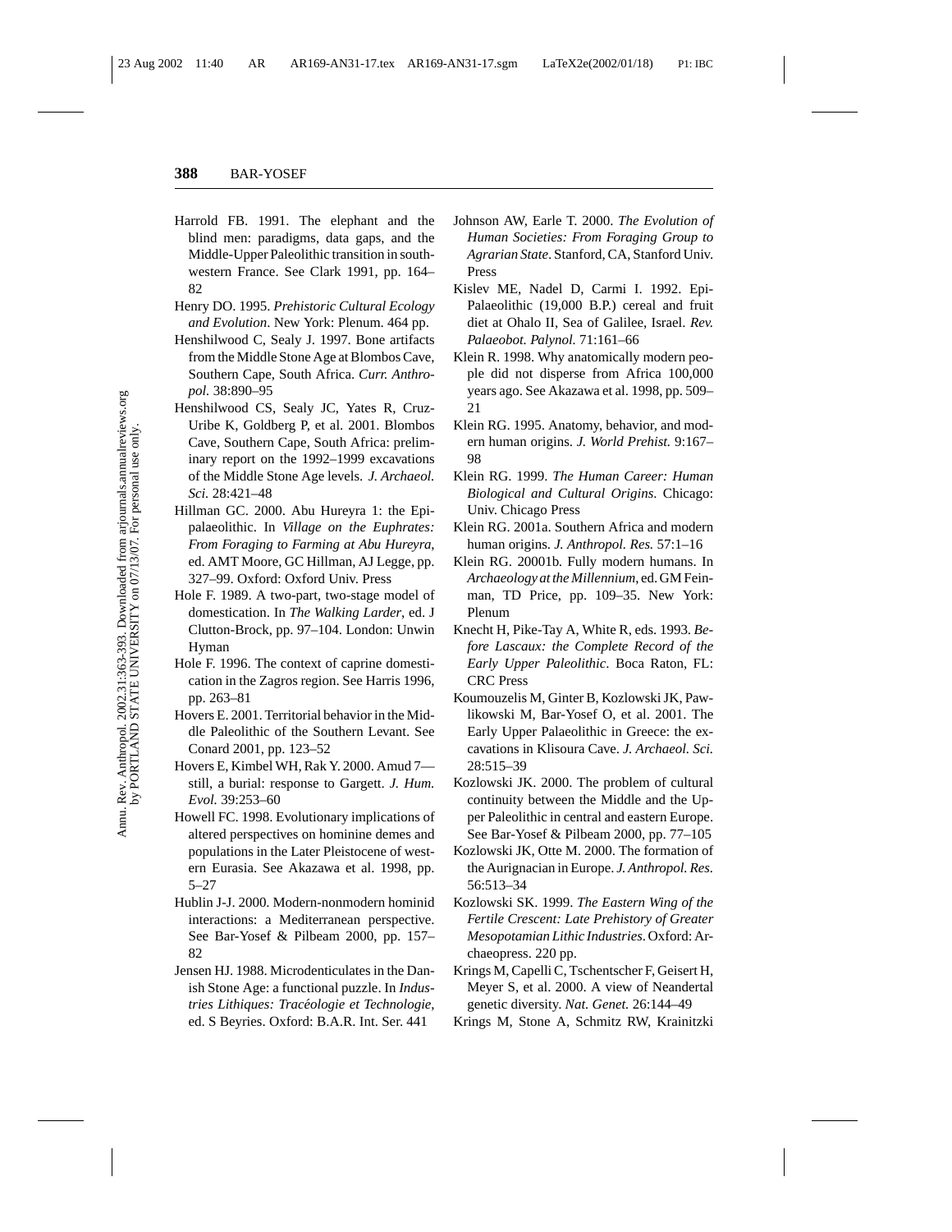Harrold FB. 1991. The elephant and the blind men: paradigms, data gaps, and the Middle-Upper Paleolithic transition in southwestern France. See Clark 1991, pp. 164–82

Henry DO. 1995. *Prehistoric Cultural Ecology and Evolution*. New York: Plenum. 464 pp.

Henshilwood C, Sealy J. 1997. Bone artifacts from the Middle Stone Age at Blombos Cave, Southern Cape, South Africa. *Curr. Anthropol.* 38:890–95

Henshilwood CS, Sealy JC, Yates R, Cruz-Uribe K, Goldberg P, et al. 2001. Blombos Cave, Southern Cape, South Africa: preliminary report on the 1992–1999 excavations of the Middle Stone Age levels. *J. Archaeol. Sci.* 28:421–48

Hillman GC. 2000. Abu Hureyra 1: the Epipalaeolithic. In *Village on the Euphrates: From Foraging to Farming at Abu Hureyra*, ed. AMT Moore, GC Hillman, AJ Legge, pp. 327–99. Oxford: Oxford Univ. Press

Hole F. 1989. A two-part, two-stage model of domestication. In *The Walking Larder*, ed. J Clutton-Brock, pp. 97–104. London: Unwin Hyman

Hole F. 1996. The context of caprine domestication in the Zagros region. See Harris 1996, pp. 263–81

Hovers E. 2001. Territorial behavior in the Middle Paleolithic of the Southern Levant. See Conard 2001, pp. 123–52

Hovers E, Kimbel WH, Rak Y. 2000. Amud 7—still, a burial: response to Gargett. *J. Hum. Evol.* 39:253–60

Howell FC. 1998. Evolutionary implications of altered perspectives on hominine demes and populations in the Later Pleistocene of western Eurasia. See Akazawa et al. 1998, pp. 5–27

Hublin J-J. 2000. Modern-nonmodern hominid interactions: a Mediterranean perspective. See Bar-Yosef & Pilbeam 2000, pp. 157–82

Jensen HJ. 1988. Microdenticulates in the Danish Stone Age: a functional puzzle. In *Industries Lithiques: Tracéologie et Technologie*, ed. S Beyries. Oxford: B.A.R. Int. Ser. 441

Johnson AW, Earle T. 2000. *The Evolution of Human Societies: From Foraging Group to Agrarian State*. Stanford, CA, Stanford Univ. Press

Kislev ME, Nadel D, Carmi I. 1992. Epi-Palaeolithic (19,000 B.P.) cereal and fruit diet at Ohalo II, Sea of Galilee, Israel. *Rev. Palaeobot. Palynol.* 71:161–66

Klein R. 1998. Why anatomically modern people did not disperse from Africa 100,000 years ago. See Akazawa et al. 1998, pp. 509–21

Klein RG. 1995. Anatomy, behavior, and modern human origins. *J. World Prehist.* 9:167–98

Klein RG. 1999. *The Human Career: Human Biological and Cultural Origins*. Chicago: Univ. Chicago Press

Klein RG. 2001a. Southern Africa and modern human origins. *J. Anthropol. Res.* 57:1–16

Klein RG. 20001b. Fully modern humans. In *Archaeology at the Millennium*, ed. GM Feinman, TD Price, pp. 109–35. New York: Plenum

Knecht H, Pike-Tay A, White R, eds. 1993. *Before Lascaux: the Complete Record of the Early Upper Paleolithic*. Boca Raton, FL: CRC Press

Koumouzelis M, Ginter B, Kozlowski JK, Pawlikowski M, Bar-Yosef O, et al. 2001. The Early Upper Palaeolithic in Greece: the excavations in Klisoura Cave. *J. Archaeol. Sci.* 28:515–39

Kozlowski JK. 2000. The problem of cultural continuity between the Middle and the Upper Paleolithic in central and eastern Europe. See Bar-Yosef & Pilbeam 2000, pp. 77–105

Kozlowski JK, Otte M. 2000. The formation of the Aurignacian in Europe. *J. Anthropol. Res.* 56:513–34

Kozlowski SK. 1999. *The Eastern Wing of the Fertile Crescent: Late Prehistory of Greater Mesopotamian Lithic Industries*. Oxford: Archaeopress. 220 pp.

Krings M, Capelli C, Tschentscher F, Geisert H, Meyer S, et al. 2000. A view of Neandertal genetic diversity. *Nat. Genet.* 26:144–49

Krings M, Stone A, Schmitz RW, Krainitzki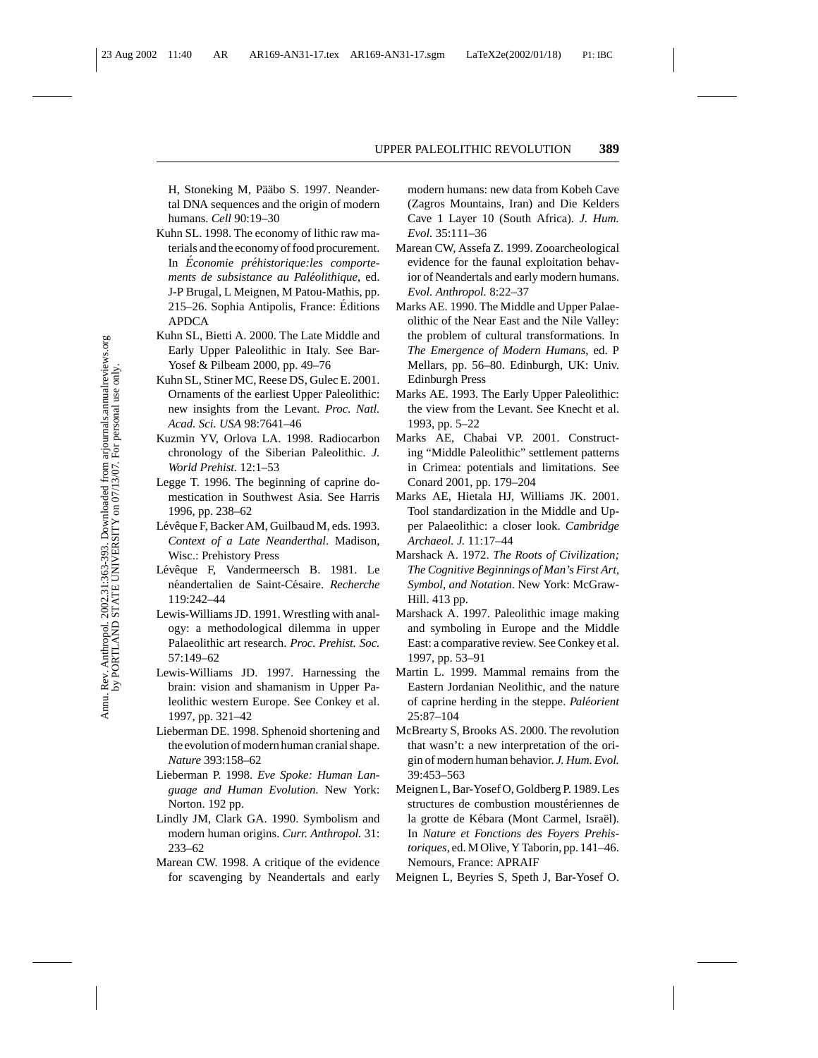H, Stoneking M, Pääbo S. 1997. Neandertal DNA sequences and the origin of modern humans. *Cell* 90:19–30

Kuhn SL. 1998. The economy of lithic raw materials and the economy of food procurement. In *Économie préhistorique:les comportements de subsistance au Paléolithique*, ed. J-P Brugal, L Meignen, M Patou-Mathis, pp. 215–26. Sophia Antipolis, France: Éditions APDCA

Kuhn SL, Bietti A. 2000. The Late Middle and Early Upper Paleolithic in Italy. See Bar-Yosef & Pilbeam 2000, pp. 49–76

Kuhn SL, Stiner MC, Reese DS, Gulec E. 2001. Ornaments of the earliest Upper Paleolithic: new insights from the Levant. *Proc. Natl. Acad. Sci. USA* 98:7641–46

Kuzmin YV, Orlova LA. 1998. Radiocarbon chronology of the Siberian Paleolithic. *J. World Prehist.* 12:1–53

Legge T. 1996. The beginning of caprine domestication in Southwest Asia. See Harris 1996, pp. 238–62

Lévêque F, Backer AM, Guilbaud M, eds. 1993. *Context of a Late Neanderthal*. Madison, Wisc.: Prehistory Press

Lévêque F, Vandermeersch B. 1981. Le néandertalien de Saint-Césaire. *Recherche* 119:242–44

Lewis-Williams JD. 1991. Wrestling with analogy: a methodological dilemma in upper Palaeolithic art research. *Proc. Prehist. Soc.* 57:149–62

Lewis-Williams JD. 1997. Harnessing the brain: vision and shamanism in Upper Paleolithic western Europe. See Conkey et al. 1997, pp. 321–42

Lieberman DE. 1998. Sphenoid shortening and the evolution of modern human cranial shape. *Nature* 393:158–62

Lieberman P. 1998. *Eve Spoke: Human Language and Human Evolution*. New York: Norton. 192 pp.

Lindly JM, Clark GA. 1990. Symbolism and modern human origins. *Curr. Anthropol.* 31: 233–62

Marean CW. 1998. A critique of the evidence for scavenging by Neandertals and early modern humans: new data from Kobeh Cave (Zagros Mountains, Iran) and Die Kelders Cave 1 Layer 10 (South Africa). *J. Hum. Evol.* 35:111–36

Marean CW, Assefa Z. 1999. Zooarcheological evidence for the faunal exploitation behavior of Neandertals and early modern humans. *Evol. Anthropol.* 8:22–37

Marks AE. 1990. The Middle and Upper Palaeolithic of the Near East and the Nile Valley: the problem of cultural transformations. In *The Emergence of Modern Humans*, ed. P Mellars, pp. 56–80. Edinburgh, UK: Univ. Edinburgh Press

Marks AE. 1993. The Early Upper Paleolithic: the view from the Levant. See Knecht et al. 1993, pp. 5–22

Marks AE, Chabai VP. 2001. Constructing "Middle Paleolithic" settlement patterns in Crimea: potentials and limitations. See Conard 2001, pp. 179–204

Marks AE, Hietala HJ, Williams JK. 2001. Tool standardization in the Middle and Upper Palaeolithic: a closer look. *Cambridge Archaeol. J.* 11:17–44

Marshack A. 1972. *The Roots of Civilization; The Cognitive Beginnings of Man's First Art, Symbol, and Notation*. New York: McGraw-Hill. 413 pp.

Marshack A. 1997. Paleolithic image making and symboling in Europe and the Middle East: a comparative review. See Conkey et al. 1997, pp. 53–91

Martin L. 1999. Mammal remains from the Eastern Jordanian Neolithic, and the nature of caprine herding in the steppe. *Paléorient* 25:87–104

McBrearty S, Brooks AS. 2000. The revolution that wasn't: a new interpretation of the origin of modern human behavior. *J. Hum. Evol.* 39:453–563

Meignen L, Bar-Yosef O, Goldberg P. 1989. Les structures de combustion moustériennes de la grotte de Kébara (Mont Carmel, Israël). In *Nature et Fonctions des Foyers Prehistoriques*, ed. M Olive, Y Taborin, pp. 141–46. Nemours, France: APRAIF

Meignen L, Beyries S, Speth J, Bar-Yosef O.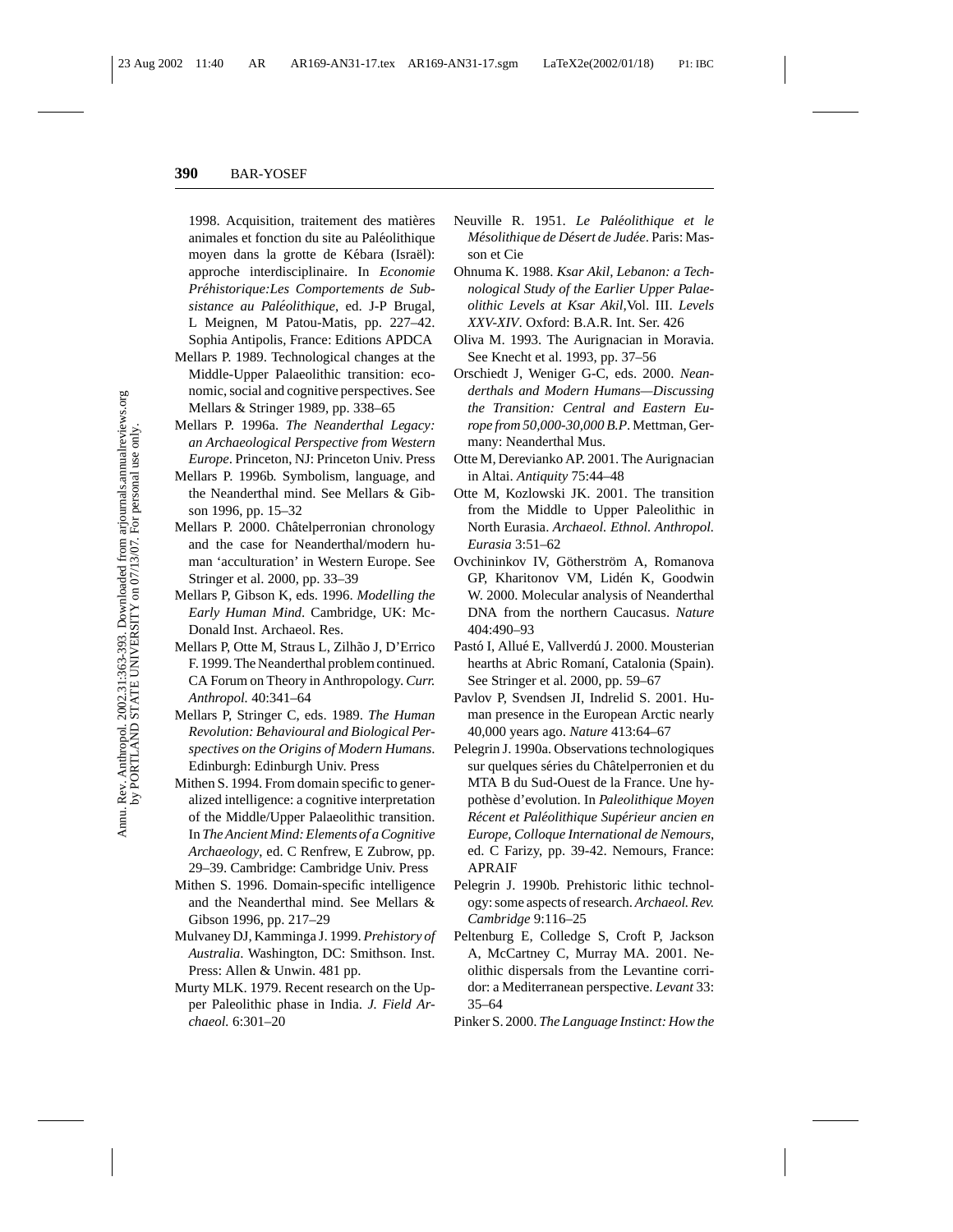1998. Acquisition, traitement des matières animales et fonction du site au Paléolithique moyen dans la grotte de Kébara (Israël): approche interdisciplinaire. In *Economie Préhistorique:Les Comportements de Subsistance au Paléolithique*, ed. J-P Brugal, L Meignen, M Patou-Matis, pp. 227–42. Sophia Antipolis, France: Editions APDCA

Mellars P. 1989. Technological changes at the Middle-Upper Palaeolithic transition: economic, social and cognitive perspectives. See Mellars & Stringer 1989, pp. 338–65

Mellars P. 1996a. *The Neanderthal Legacy: an Archaeological Perspective from Western Europe*. Princeton, NJ: Princeton Univ. Press

Mellars P. 1996b. Symbolism, language, and the Neanderthal mind. See Mellars & Gibson 1996, pp. 15–32

Mellars P. 2000. Châtelperronian chronology and the case for Neanderthal/modern human 'acculturation' in Western Europe. See Stringer et al. 2000, pp. 33–39

Mellars P, Gibson K, eds. 1996. *Modelling the Early Human Mind*. Cambridge, UK: McDonald Inst. Archaeol. Res.

Mellars P, Otte M, Straus L, Zilhão J, D'Errico F. 1999. The Neanderthal problem continued. CA Forum on Theory in Anthropology. *Curr. Anthropol.* 40:341–64

Mellars P, Stringer C, eds. 1989. *The Human Revolution: Behavioural and Biological Perspectives on the Origins of Modern Humans*. Edinburgh: Edinburgh Univ. Press

Mithen S. 1994. From domain specific to generalized intelligence: a cognitive interpretation of the Middle/Upper Palaeolithic transition. In *The Ancient Mind: Elements of a Cognitive Archaeology*, ed. C Renfrew, E Zubrow, pp. 29–39. Cambridge: Cambridge Univ. Press

Mithen S. 1996. Domain-specific intelligence and the Neanderthal mind. See Mellars & Gibson 1996, pp. 217–29

Mulvaney DJ, Kamminga J. 1999. *Prehistory of Australia*. Washington, DC: Smithson. Inst. Press: Allen & Unwin. 481 pp.

Murty MLK. 1979. Recent research on the Upper Paleolithic phase in India. *J. Field Archaeol.* 6:301–20

Neuville R. 1951. *Le Paléolithique et le Mésolithique de Désert de Judée*. Paris: Masson et Cie

Ohnuma K. 1988. *Ksar Akil, Lebanon: a Technological Study of the Earlier Upper Palaeolithic Levels at Ksar Akil*,Vol. III. *Levels XXV-XIV*. Oxford: B.A.R. Int. Ser. 426

Oliva M. 1993. The Aurignacian in Moravia. See Knecht et al. 1993, pp. 37–56

Orschiedt J, Weniger G-C, eds. 2000. *Neanderthals and Modern Humans—Discussing the Transition: Central and Eastern Europe from 50,000-30,000 B.P.* Mettman, Germany: Neanderthal Mus.

Otte M, Derevianko AP. 2001. The Aurignacian in Altai. *Antiquity* 75:44–48

Otte M, Kozlowski JK. 2001. The transition from the Middle to Upper Paleolithic in North Eurasia. *Archaeol. Ethnol. Anthropol. Eurasia* 3:51–62

Ovchininkov IV, Götherström A, Romanova GP, Kharitonov VM, Lidén K, Goodwin W. 2000. Molecular analysis of Neanderthal DNA from the northern Caucasus. *Nature* 404:490–93

Pastó I, Allué E, Vallverdú J. 2000. Mousterian hearths at Abric Romaní, Catalonia (Spain). See Stringer et al. 2000, pp. 59–67

Pavlov P, Svendsen JI, Indrelid S. 2001. Human presence in the European Arctic nearly 40,000 years ago. *Nature* 413:64–67

Pelegrin J. 1990a. Observations technologiques sur quelques séries du Châtelperronien et du MTA B du Sud-Ouest de la France. Une hypothèse d'evolution. In *Paleolithique Moyen Récent et Paléolithique Supérieur ancien en Europe, Colloque International de Nemours*, ed. C Farizy, pp. 39-42. Nemours, France: APRAIF

Pelegrin J. 1990b. Prehistoric lithic technology: some aspects of research. *Archaeol. Rev. Cambridge* 9:116–25

Peltenburg E, Colledge S, Croft P, Jackson A, McCartney C, Murray MA. 2001. Neolithic dispersals from the Levantine corridor: a Mediterranean perspective. *Levant* 33: 35–64

Pinker S. 2000. *The Language Instinct: How the*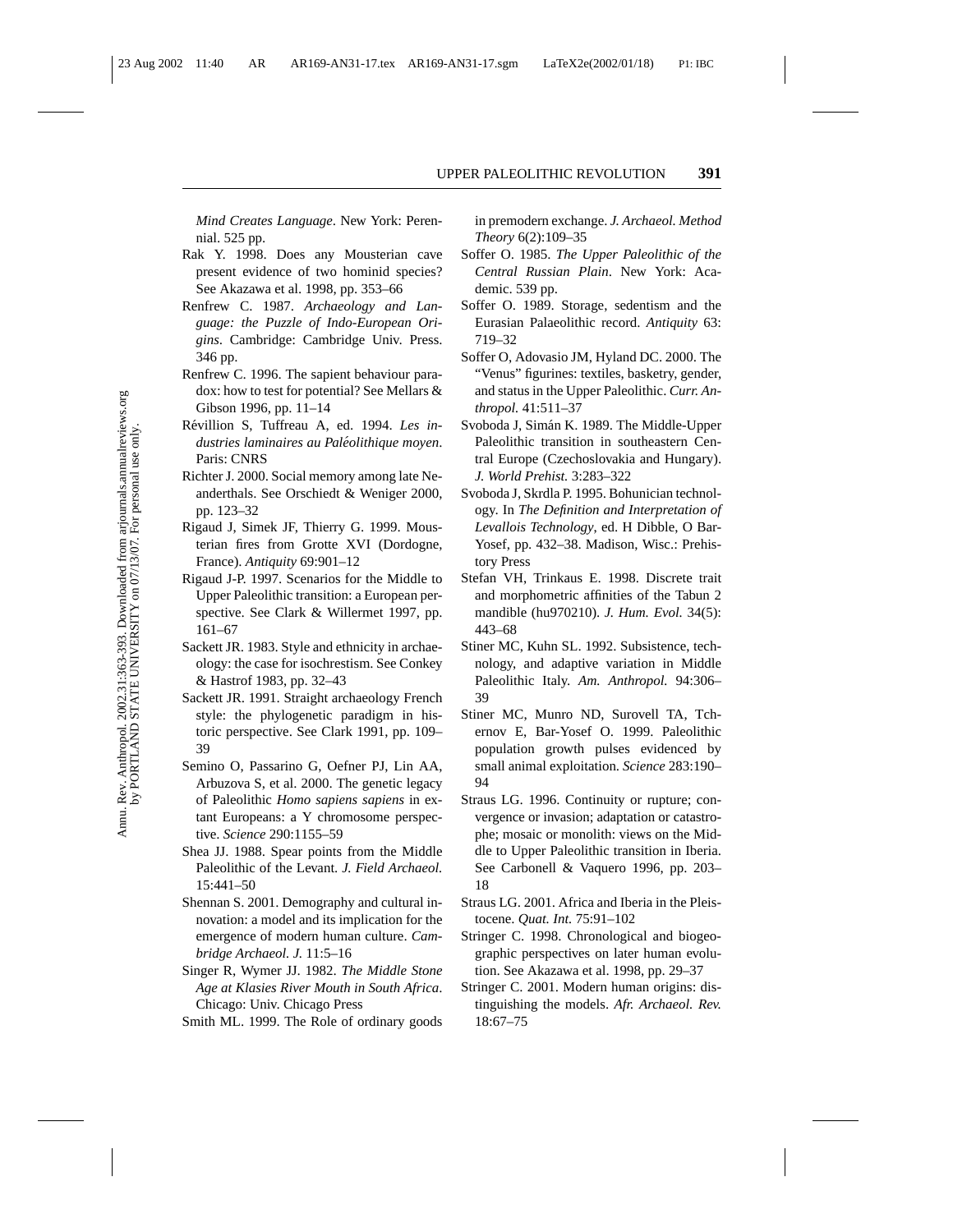*Mind Creates Language*. New York: Perennial. 525 pp.

Rak Y. 1998. Does any Mousterian cave present evidence of two hominid species? See Akazawa et al. 1998, pp. 353–66

Renfrew C. 1987. *Archaeology and Language: the Puzzle of Indo-European Origins*. Cambridge: Cambridge Univ. Press. 346 pp.

Renfrew C. 1996. The sapient behaviour paradox: how to test for potential? See Mellars & Gibson 1996, pp. 11–14

Révillion S, Tuffreau A, ed. 1994. *Les industries laminaires au Paléolithique moyen*. Paris: CNRS

Richter J. 2000. Social memory among late Neanderthals. See Orschiedt & Weniger 2000, pp. 123–32

Rigaud J, Simek JF, Thierry G. 1999. Mousterian fires from Grotte XVI (Dordogne, France). *Antiquity* 69:901–12

Rigaud J-P. 1997. Scenarios for the Middle to Upper Paleolithic transition: a European perspective. See Clark & Willermet 1997, pp. 161–67

Sackett JR. 1983. Style and ethnicity in archaeology: the case for isochrestism. See Conkey & Hastrof 1983, pp. 32–43

Sackett JR. 1991. Straight archaeology French style: the phylogenetic paradigm in historic perspective. See Clark 1991, pp. 109–39

Semino O, Passarino G, Oefner PJ, Lin AA, Arbuzova S, et al. 2000. The genetic legacy of Paleolithic *Homo sapiens sapiens* in extant Europeans: a Y chromosome perspective. *Science* 290:1155–59

Shea JJ. 1988. Spear points from the Middle Paleolithic of the Levant. *J. Field Archaeol.* 15:441–50

Shennan S. 2001. Demography and cultural innovation: a model and its implication for the emergence of modern human culture. *Cambridge Archaeol. J.* 11:5–16

Singer R, Wymer JJ. 1982. *The Middle Stone Age at Klasies River Mouth in South Africa*. Chicago: Univ. Chicago Press

Smith ML. 1999. The Role of ordinary goods in premodern exchange. *J. Archaeol. Method Theory* 6(2):109–35

Soffer O. 1985. *The Upper Paleolithic of the Central Russian Plain*. New York: Academic. 539 pp.

Soffer O. 1989. Storage, sedentism and the Eurasian Palaeolithic record. *Antiquity* 63: 719–32

Soffer O, Adovasio JM, Hyland DC. 2000. The "Venus" figurines: textiles, basketry, gender, and status in the Upper Paleolithic. *Curr. Anthropol.* 41:511–37

Svoboda J, Simán K. 1989. The Middle-Upper Paleolithic transition in southeastern Central Europe (Czechoslovakia and Hungary). *J. World Prehist.* 3:283–322

Svoboda J, Skrdla P. 1995. Bohunician technology. In *The Definition and Interpretation of Levallois Technology*, ed. H Dibble, O Bar-Yosef, pp. 432–38. Madison, Wisc.: Prehistory Press

Stefan VH, Trinkaus E. 1998. Discrete trait and morphometric affinities of the Tabun 2 mandible (hu970210). *J. Hum. Evol.* 34(5): 443–68

Stiner MC, Kuhn SL. 1992. Subsistence, technology, and adaptive variation in Middle Paleolithic Italy. *Am. Anthropol.* 94:306–39

Stiner MC, Munro ND, Surovell TA, Tchernov E, Bar-Yosef O. 1999. Paleolithic population growth pulses evidenced by small animal exploitation. *Science* 283:190–94

Straus LG. 1996. Continuity or rupture; convergence or invasion; adaptation or catastrophe; mosaic or monolith: views on the Middle to Upper Paleolithic transition in Iberia. See Carbonell & Vaquero 1996, pp. 203–18

Straus LG. 2001. Africa and Iberia in the Pleistocene. *Quat. Int.* 75:91–102

Stringer C. 1998. Chronological and biogeographic perspectives on later human evolution. See Akazawa et al. 1998, pp. 29–37

Stringer C. 2001. Modern human origins: distinguishing the models. *Afr. Archaeol. Rev.* 18:67–75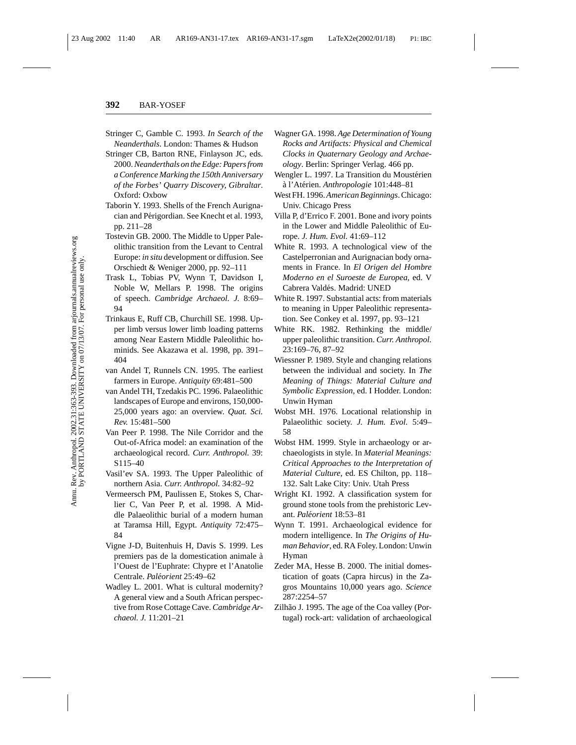Stringer C, Gamble C. 1993. *In Search of the Neanderthals*. London: Thames & Hudson

Stringer CB, Barton RNE, Finlayson JC, eds. 2000. *Neanderthals on the Edge: Papers from a Conference Marking the 150th Anniversary of the Forbes' Quarry Discovery, Gibraltar*. Oxford: Oxbow

Taborin Y. 1993. Shells of the French Aurignacian and Périgordian. See Knecht et al. 1993, pp. 211–28

Tostevin GB. 2000. The Middle to Upper Paleolithic transition from the Levant to Central Europe: *in situ* development or diffusion. See Orschiedt & Weniger 2000, pp. 92–111

Trask L, Tobias PV, Wynn T, Davidson I, Noble W, Mellars P. 1998. The origins of speech. *Cambridge Archaeol. J.* 8:69–94

Trinkaus E, Ruff CB, Churchill SE. 1998. Upper limb versus lower limb loading patterns among Near Eastern Middle Paleolithic hominids. See Akazawa et al. 1998, pp. 391–404

van Andel T, Runnels CN. 1995. The earliest farmers in Europe. *Antiquity* 69:481–500

van Andel TH, Tzedakis PC. 1996. Palaeolithic landscapes of Europe and environs, 150,000-25,000 years ago: an overview. *Quat. Sci. Rev.* 15:481–500

Van Peer P. 1998. The Nile Corridor and the Out-of-Africa model: an examination of the archaeological record. *Curr. Anthropol.* 39: S115–40

Vasil'ev SA. 1993. The Upper Paleolithic of northern Asia. *Curr. Anthropol.* 34:82–92

Vermeersch PM, Paulissen E, Stokes S, Charlier C, Van Peer P, et al. 1998. A Middle Palaeolithic burial of a modern human at Taramsa Hill, Egypt. *Antiquity* 72:475–84

Vigne J-D, Buitenhuis H, Davis S. 1999. Les premiers pas de la domestication animale à l'Ouest de l'Euphrate: Chypre et l'Anatolie Centrale. *Paléorient* 25:49–62

Wadley L. 2001. What is cultural modernity? A general view and a South African perspective from Rose Cottage Cave. *Cambridge Archaeol. J.* 11:201–21

Wagner GA. 1998. *Age Determination of Young Rocks and Artifacts: Physical and Chemical Clocks in Quaternary Geology and Archaeology*. Berlin: Springer Verlag. 466 pp.

Wengler L. 1997. La Transition du Moustérien à l'Atérien. *Anthropologie* 101:448–81

West FH. 1996. *American Beginnings*. Chicago: Univ. Chicago Press

Villa P, d'Errico F. 2001. Bone and ivory points in the Lower and Middle Paleolithic of Europe. *J. Hum. Evol.* 41:69–112

White R. 1993. A technological view of the Castelperronian and Aurignacian body ornaments in France. In *El Origen del Hombre Moderno en el Suroeste de Europea*, ed. V Cabrera Valdés. Madrid: UNED

White R. 1997. Substantial acts: from materials to meaning in Upper Paleolithic representation. See Conkey et al. 1997, pp. 93–121

White RK. 1982. Rethinking the middle/upper paleolithic transition. *Curr. Anthropol.* 23:169–76, 87–92

Wiessner P. 1989. Style and changing relations between the individual and society. In *The Meaning of Things: Material Culture and Symbolic Expression*, ed. I Hodder. London: Unwin Hyman

Wobst MH. 1976. Locational relationship in Palaeolithic society. *J. Hum. Evol.* 5:49–58

Wobst HM. 1999. Style in archaeology or archaeologists in style. In *Material Meanings: Critical Approaches to the Interpretation of Material Culture*, ed. ES Chilton, pp. 118–132. Salt Lake City: Univ. Utah Press

Wright KI. 1992. A classification system for ground stone tools from the prehistoric Levant. *Paléorient* 18:53–81

Wynn T. 1991. Archaeological evidence for modern intelligence. In *The Origins of Human Behavior*, ed. RA Foley. London: Unwin Hyman

Zeder MA, Hesse B. 2000. The initial domestication of goats (Capra hircus) in the Zagros Mountains 10,000 years ago. *Science* 287:2254–57

Zilhão J. 1995. The age of the Coa valley (Portugal) rock-art: validation of archaeological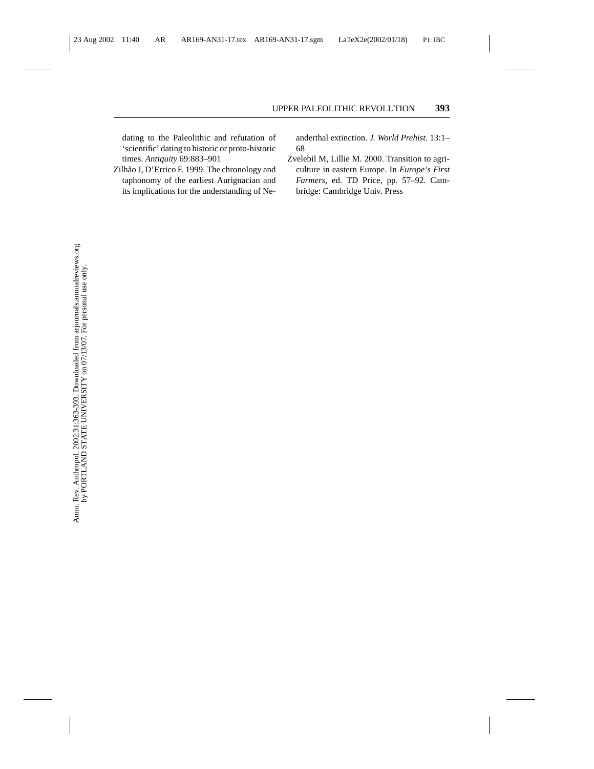dating to the Paleolithic and refutation of 'scientific' dating to historic or proto-historic times. *Antiquity* 69:883–901

Zilhão J, D'Errico F. 1999. The chronology and taphonomy of the earliest Aurignacian and its implications for the understanding of Neanderthal extinction. *J. World Prehist.* 13:1–68

Zvelebil M, Lillie M. 2000. Transition to agriculture in eastern Europe. In *Europe's First Farmers*, ed. TD Price, pp. 57–92. Cambridge: Cambridge Univ. Press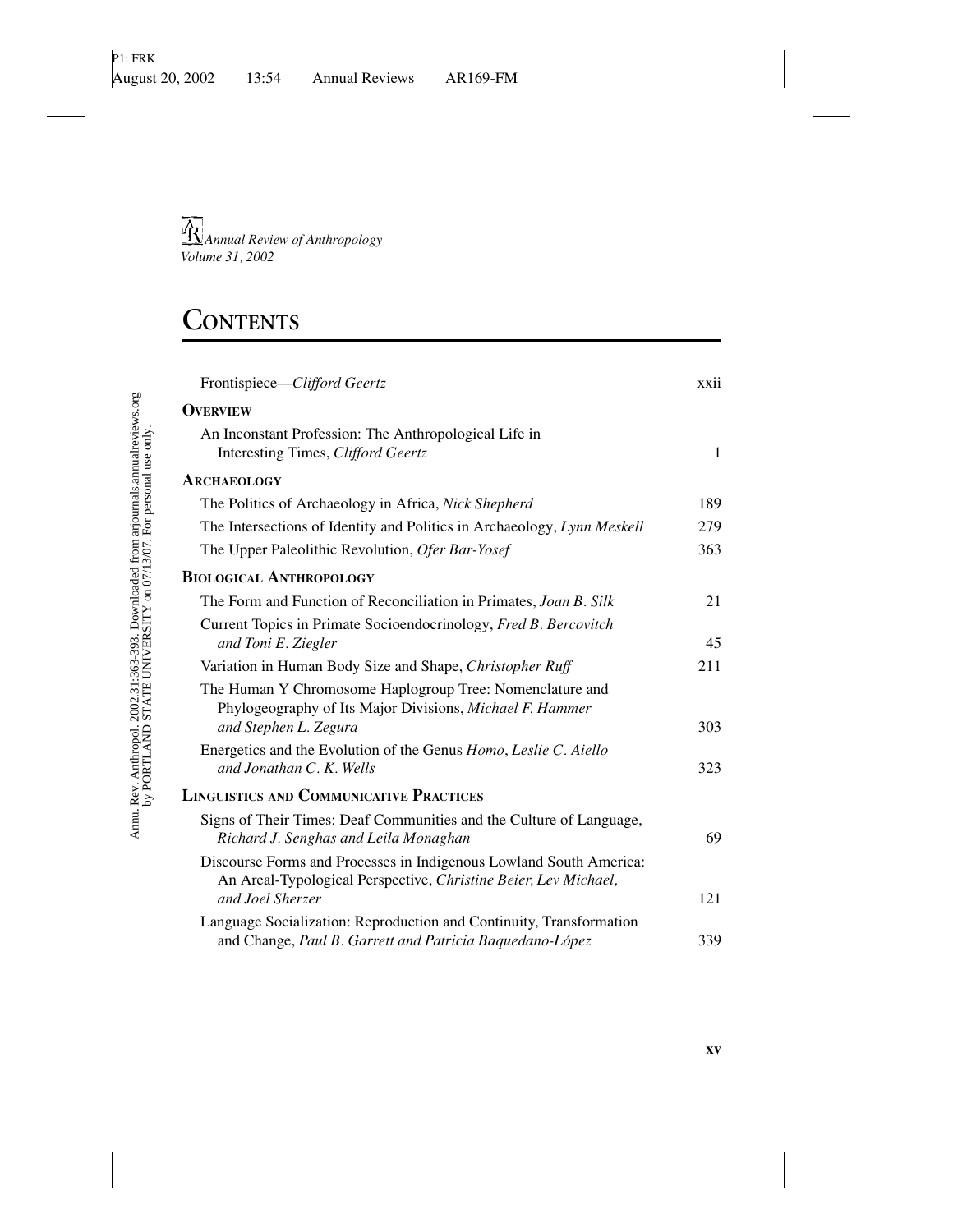*Annual Review of Anthropology*
*Volume 31, 2002*

# Contents

| | |
|---|---|
| Frontispiece—*Clifford Geertz* | xxii |
| **Overview** | |
| An Inconstant Profession: The Anthropological Life in Interesting Times, *Clifford Geertz* | 1 |
| **Archaeology** | |
| The Politics of Archaeology in Africa, *Nick Shepherd* | 189 |
| The Intersections of Identity and Politics in Archaeology, *Lynn Meskell* | 279 |
| The Upper Paleolithic Revolution, *Ofer Bar-Yosef* | 363 |
| **Biological Anthropology** | |
| The Form and Function of Reconciliation in Primates, *Joan B. Silk* | 21 |
| Current Topics in Primate Socioendocrinology, *Fred B. Bercovitch and Toni E. Ziegler* | 45 |
| Variation in Human Body Size and Shape, *Christopher Ruff* | 211 |
| The Human Y Chromosome Haplogroup Tree: Nomenclature and Phylogeography of Its Major Divisions, *Michael F. Hammer and Stephen L. Zegura* | 303 |
| Energetics and the Evolution of the Genus *Homo*, *Leslie C. Aiello and Jonathan C. K. Wells* | 323 |
| **Linguistics and Communicative Practices** | |
| Signs of Their Times: Deaf Communities and the Culture of Language, *Richard J. Senghas and Leila Monaghan* | 69 |
| Discourse Forms and Processes in Indigenous Lowland South America: An Areal-Typological Perspective, *Christine Beier, Lev Michael, and Joel Sherzer* | 121 |
| Language Socialization: Reproduction and Continuity, Transformation and Change, *Paul B. Garrett and Patricia Baquedano-López* | 339 |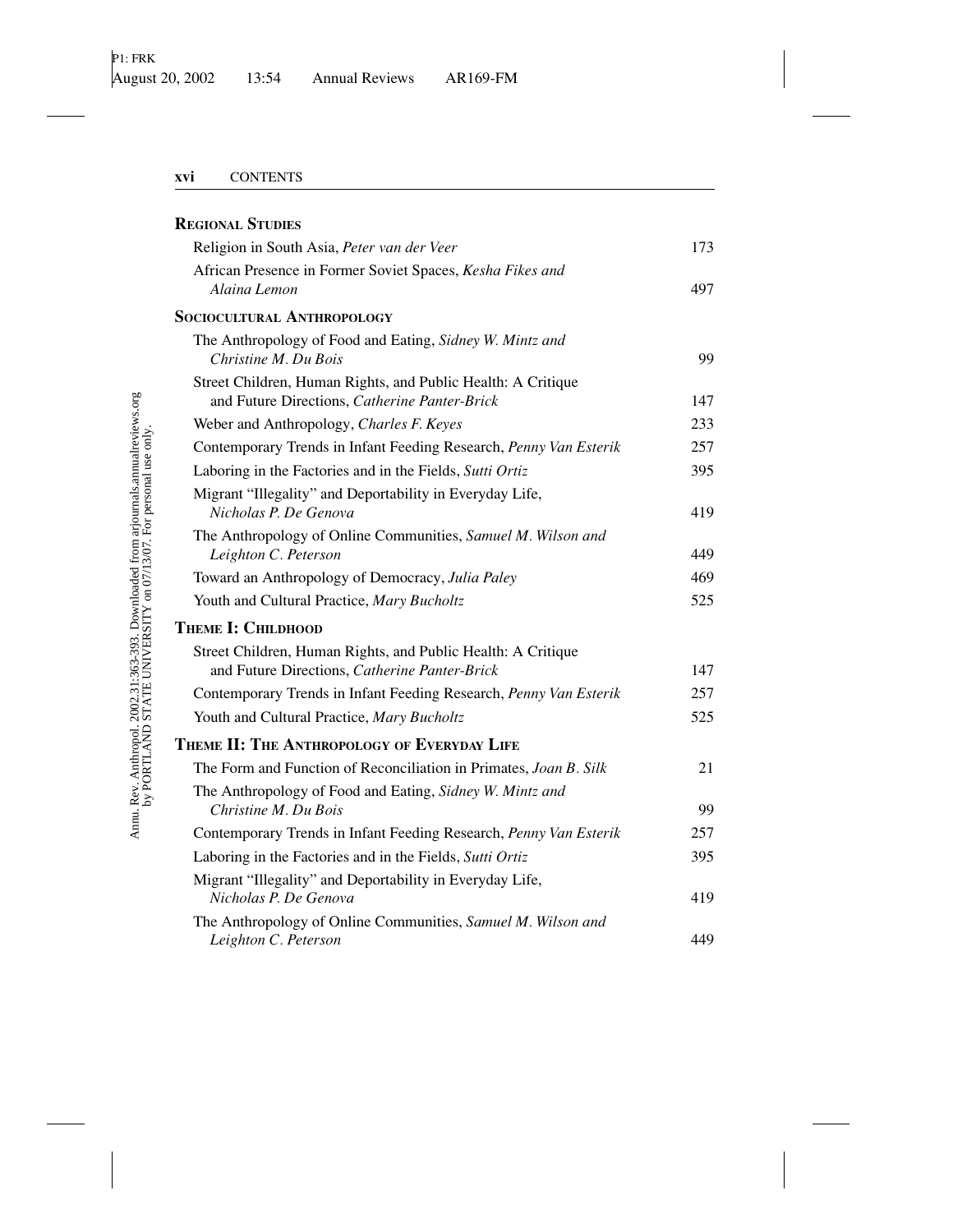## Regional Studies

| | |
|---|---|
| Religion in South Asia, *Peter van der Veer* | 173 |
| African Presence in Former Soviet Spaces, *Kesha Fikes and Alaina Lemon* | 497 |

## Sociocultural Anthropology

| | |
|---|---|
| The Anthropology of Food and Eating, *Sidney W. Mintz and Christine M. Du Bois* | 99 |
| Street Children, Human Rights, and Public Health: A Critique and Future Directions, *Catherine Panter-Brick* | 147 |
| Weber and Anthropology, *Charles F. Keyes* | 233 |
| Contemporary Trends in Infant Feeding Research, *Penny Van Esterik* | 257 |
| Laboring in the Factories and in the Fields, *Sutti Ortiz* | 395 |
| Migrant "Illegality" and Deportability in Everyday Life, *Nicholas P. De Genova* | 419 |
| The Anthropology of Online Communities, *Samuel M. Wilson and Leighton C. Peterson* | 449 |
| Toward an Anthropology of Democracy, *Julia Paley* | 469 |
| Youth and Cultural Practice, *Mary Bucholtz* | 525 |

## Theme I: Childhood

| | |
|---|---|
| Street Children, Human Rights, and Public Health: A Critique and Future Directions, *Catherine Panter-Brick* | 147 |
| Contemporary Trends in Infant Feeding Research, *Penny Van Esterik* | 257 |
| Youth and Cultural Practice, *Mary Bucholtz* | 525 |

## Theme II: The Anthropology of Everyday Life

| | |
|---|---|
| The Form and Function of Reconciliation in Primates, *Joan B. Silk* | 21 |
| The Anthropology of Food and Eating, *Sidney W. Mintz and Christine M. Du Bois* | 99 |
| Contemporary Trends in Infant Feeding Research, *Penny Van Esterik* | 257 |
| Laboring in the Factories and in the Fields, *Sutti Ortiz* | 395 |
| Migrant "Illegality" and Deportability in Everyday Life, *Nicholas P. De Genova* | 419 |
| The Anthropology of Online Communities, *Samuel M. Wilson and Leighton C. Peterson* | 449 |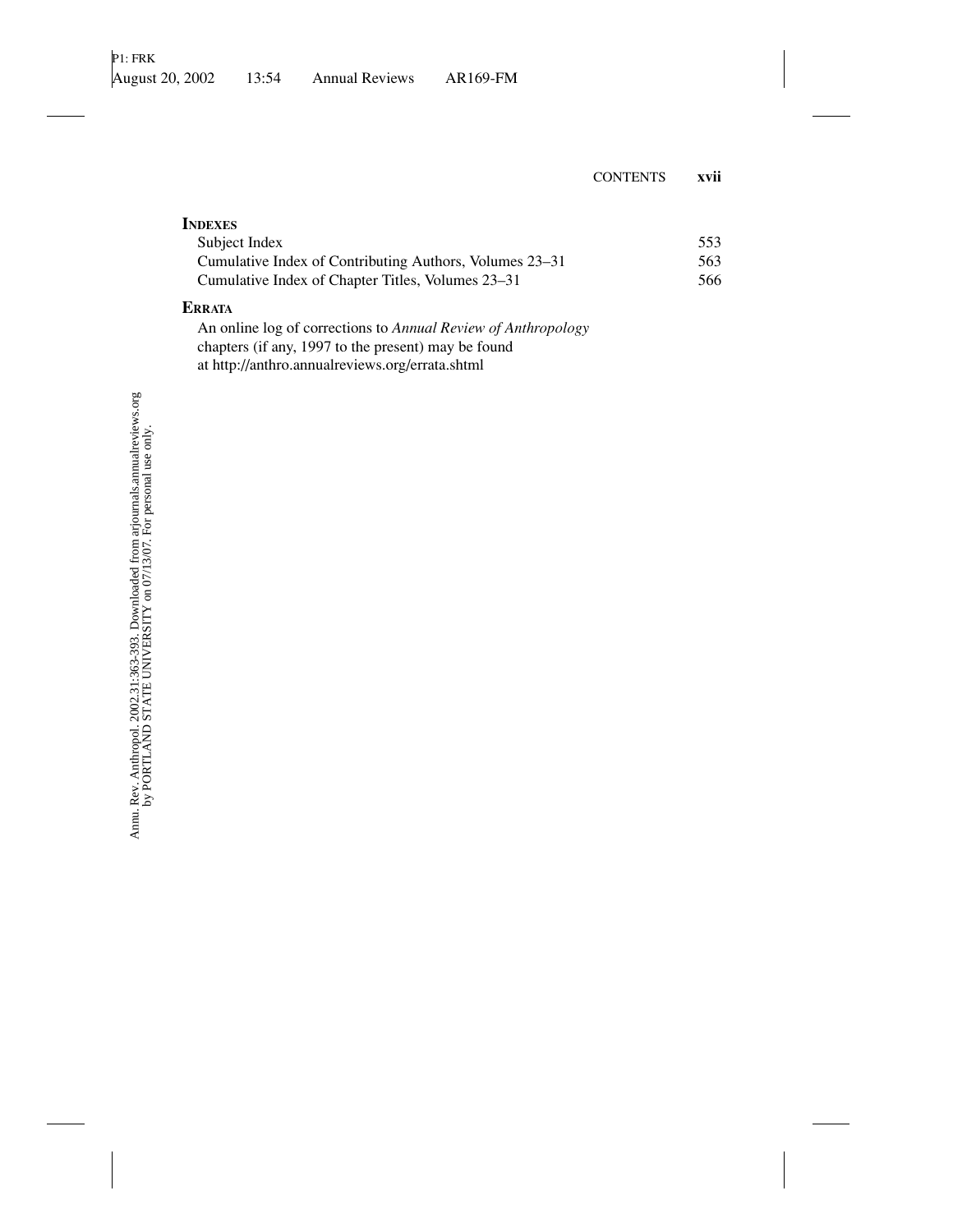## Indexes

| | |
|---|---|
| Subject Index | 553 |
| Cumulative Index of Contributing Authors, Volumes 23–31 | 563 |
| Cumulative Index of Chapter Titles, Volumes 23–31 | 566 |

## Errata

An online log of corrections to *Annual Review of Anthropology* chapters (if any, 1997 to the present) may be found at http://anthro.annualreviews.org/errata.shtml